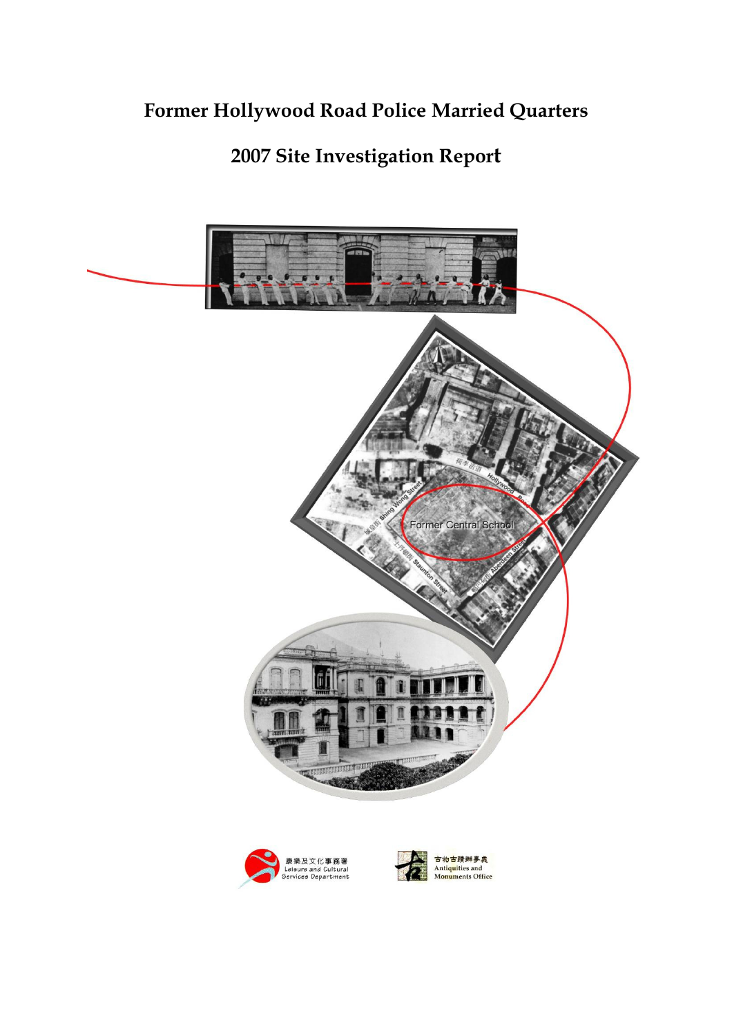# Former Hollywood Road Police Married Quarters

## 2007 Site Investigation Report

康樂及文化事務署
Leisure and Cultural Services Department

古物古蹟辦事處
Antiquities and Monuments Office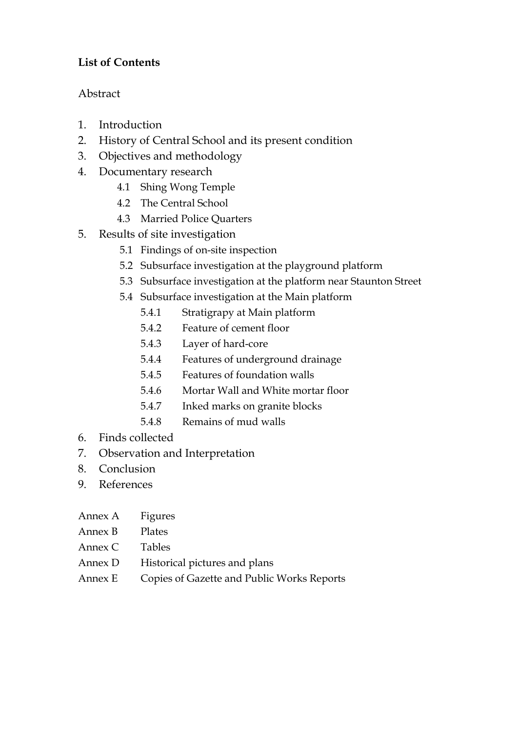**List of Contents**

Abstract

1. Introduction
2. History of Central School and its present condition
3. Objectives and methodology
4. Documentary research
    - 4.1 Shing Wong Temple
    - 4.2 The Central School
    - 4.3 Married Police Quarters
5. Results of site investigation
    - 5.1 Findings of on-site inspection
    - 5.2 Subsurface investigation at the playground platform
    - 5.3 Subsurface investigation at the platform near Staunton Street
    - 5.4 Subsurface investigation at the Main platform
        - 5.4.1 Stratigrapy at Main platform
        - 5.4.2 Feature of cement floor
        - 5.4.3 Layer of hard-core
        - 5.4.4 Features of underground drainage
        - 5.4.5 Features of foundation walls
        - 5.4.6 Mortar Wall and White mortar floor
        - 5.4.7 Inked marks on granite blocks
        - 5.4.8 Remains of mud walls
6. Finds collected
7. Observation and Interpretation
8. Conclusion
9. References

Annex A Figures

Annex B Plates

Annex C Tables

Annex D Historical pictures and plans

Annex E Copies of Gazette and Public Works Reports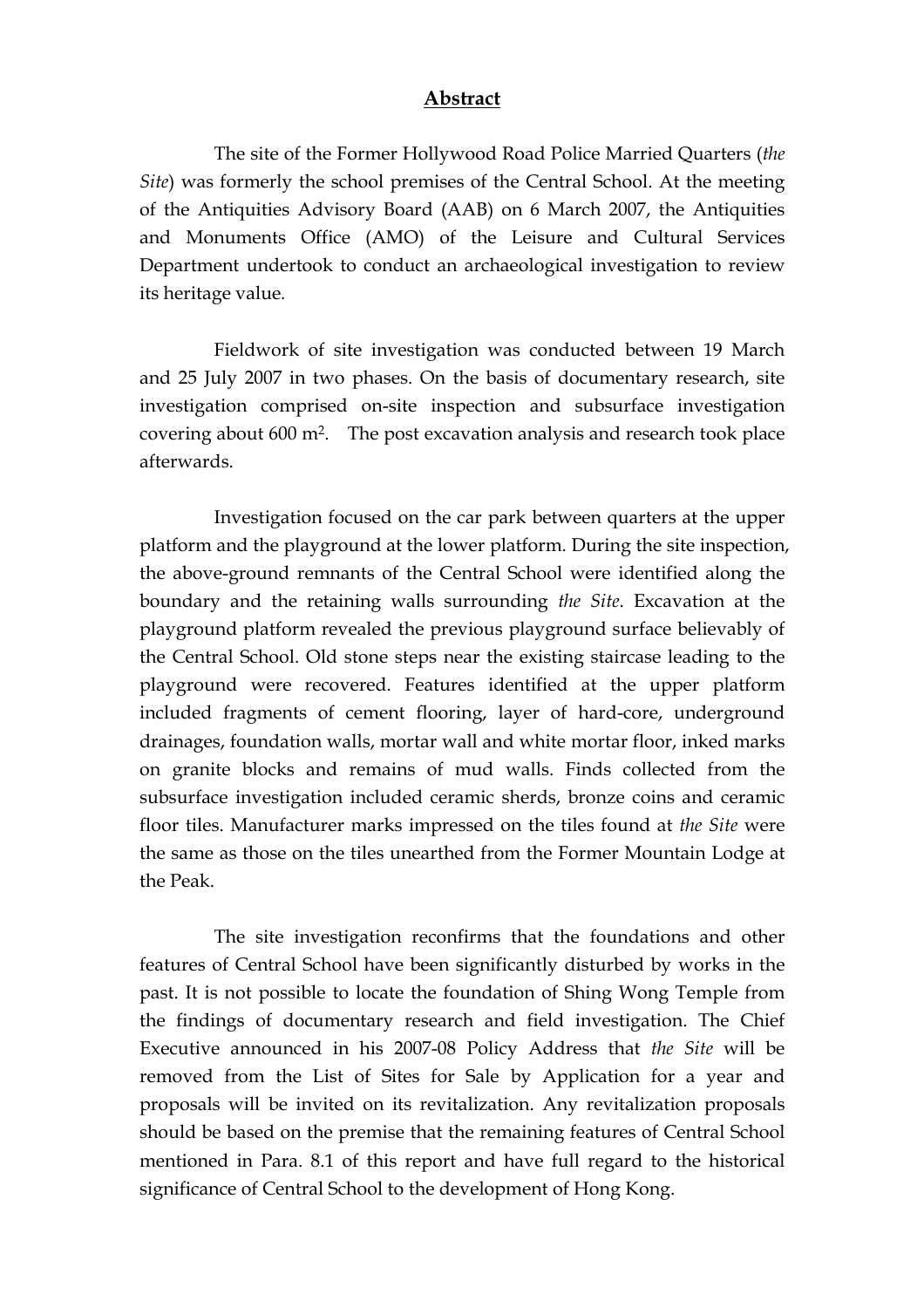# Abstract

The site of the Former Hollywood Road Police Married Quarters (*the Site*) was formerly the school premises of the Central School. At the meeting of the Antiquities Advisory Board (AAB) on 6 March 2007, the Antiquities and Monuments Office (AMO) of the Leisure and Cultural Services Department undertook to conduct an archaeological investigation to review its heritage value.

Fieldwork of site investigation was conducted between 19 March and 25 July 2007 in two phases. On the basis of documentary research, site investigation comprised on-site inspection and subsurface investigation covering about 600 m$^2$. The post excavation analysis and research took place afterwards.

Investigation focused on the car park between quarters at the upper platform and the playground at the lower platform. During the site inspection, the above-ground remnants of the Central School were identified along the boundary and the retaining walls surrounding *the Site*. Excavation at the playground platform revealed the previous playground surface believably of the Central School. Old stone steps near the existing staircase leading to the playground were recovered. Features identified at the upper platform included fragments of cement flooring, layer of hard-core, underground drainages, foundation walls, mortar wall and white mortar floor, inked marks on granite blocks and remains of mud walls. Finds collected from the subsurface investigation included ceramic sherds, bronze coins and ceramic floor tiles. Manufacturer marks impressed on the tiles found at *the Site* were the same as those on the tiles unearthed from the Former Mountain Lodge at the Peak.

The site investigation reconfirms that the foundations and other features of Central School have been significantly disturbed by works in the past. It is not possible to locate the foundation of Shing Wong Temple from the findings of documentary research and field investigation. The Chief Executive announced in his 2007-08 Policy Address that *the Site* will be removed from the List of Sites for Sale by Application for a year and proposals will be invited on its revitalization. Any revitalization proposals should be based on the premise that the remaining features of Central School mentioned in Para. 8.1 of this report and have full regard to the historical significance of Central School to the development of Hong Kong.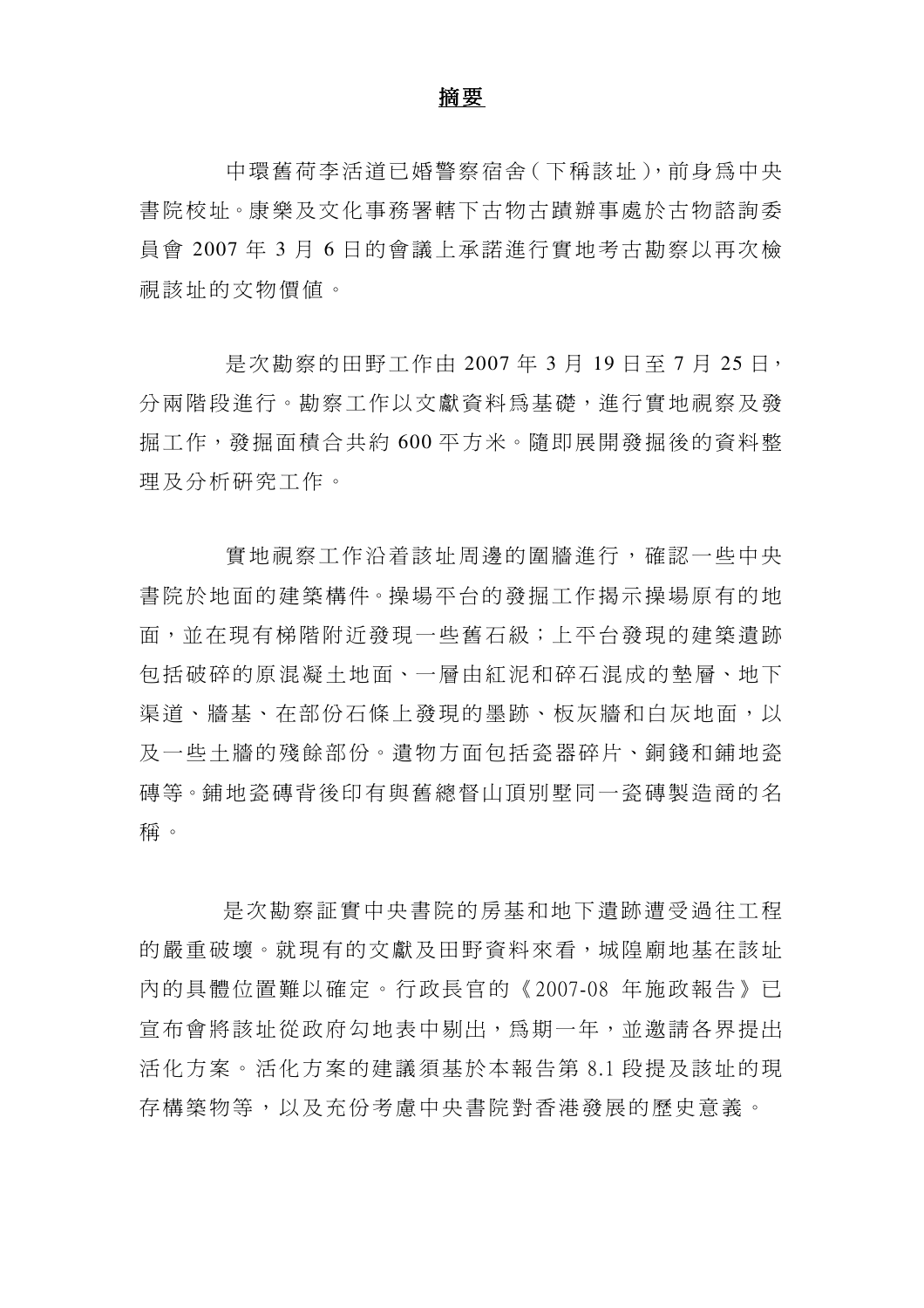# 摘要

中環舊荷李活道已婚警察宿舍（下稱該址），前身爲中央書院校址。康樂及文化事務署轄下古物古蹟辦事處於古物諮詢委員會 2007 年 3 月 6 日的會議上承諾進行實地考古勘察以再次檢視該址的文物價值。

是次勘察的田野工作由 2007 年 3 月 19 日至 7 月 25 日，分兩階段進行。勘察工作以文獻資料爲基礎，進行實地視察及發掘工作，發掘面積合共約 600 平方米。隨即展開發掘後的資料整理及分析研究工作。

實地視察工作沿着該址周邊的圍牆進行，確認一些中央書院於地面的建築構件。操場平台的發掘工作揭示操場原有的地面，並在現有梯階附近發現一些舊石級；上平台發現的建築遺跡包括破碎的原混凝土地面、一層由紅泥和碎石混成的墊層、地下渠道、牆基、在部份石條上發現的墨跡、板灰牆和白灰地面，以及一些土牆的殘餘部份。遺物方面包括瓷器碎片、銅錢和鋪地瓷磚等。鋪地瓷磚背後印有與舊總督山頂別墅同一瓷磚製造商的名稱。

是次勘察証實中央書院的房基和地下遺跡遭受過往工程的嚴重破壞。就現有的文獻及田野資料來看，城隍廟地基在該址內的具體位置難以確定。行政長官的《2007-08 年施政報告》已宣布會將該址從政府勾地表中剔出，爲期一年，並邀請各界提出活化方案。活化方案的建議須基於本報告第 8.1 段提及該址的現存構築物等，以及充份考慮中央書院對香港發展的歷史意義。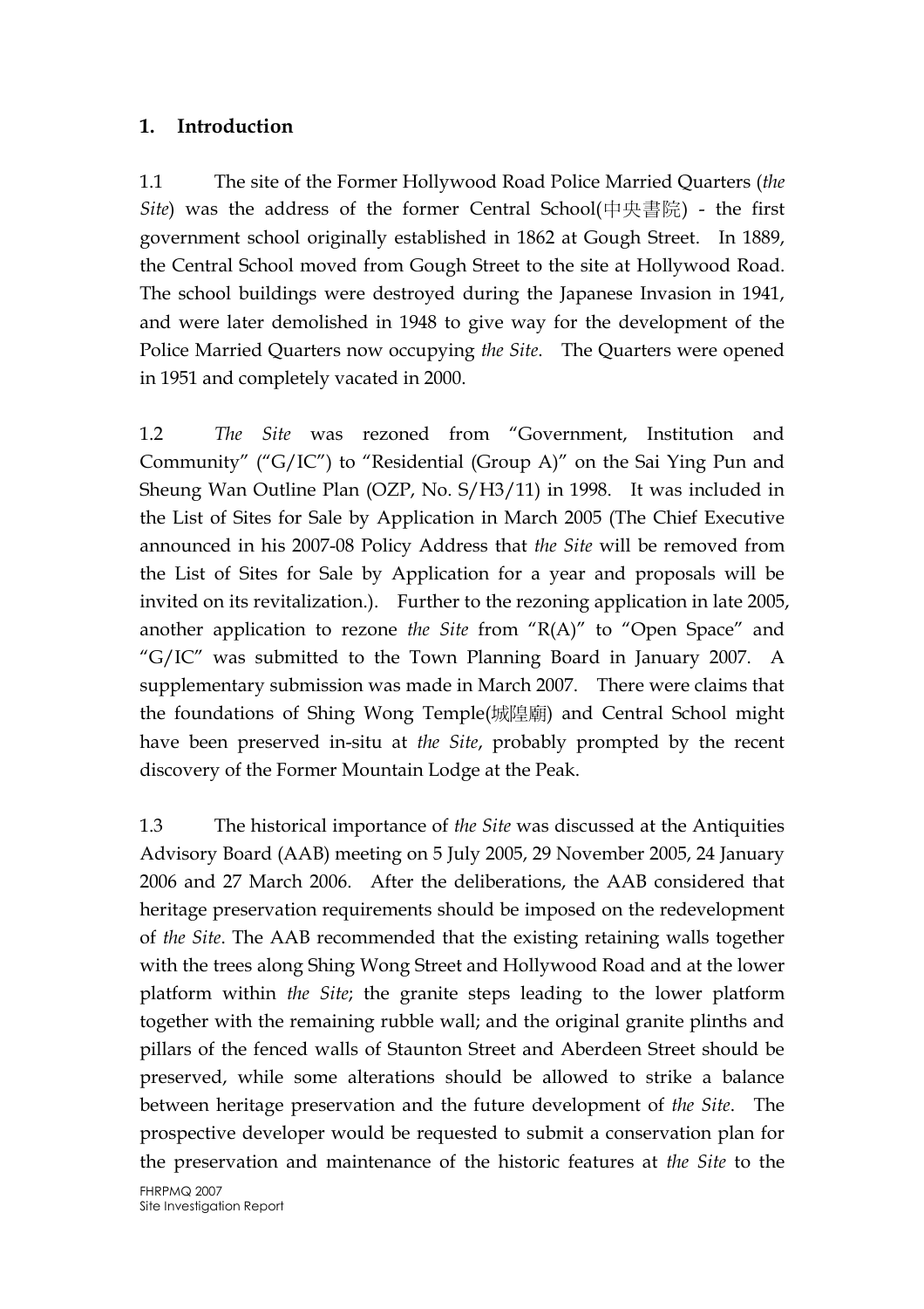## 1. Introduction

1.1 The site of the Former Hollywood Road Police Married Quarters (*the Site*) was the address of the former Central School(中央書院) - the first government school originally established in 1862 at Gough Street. In 1889, the Central School moved from Gough Street to the site at Hollywood Road. The school buildings were destroyed during the Japanese Invasion in 1941, and were later demolished in 1948 to give way for the development of the Police Married Quarters now occupying *the Site*. The Quarters were opened in 1951 and completely vacated in 2000.

1.2 *The Site* was rezoned from "Government, Institution and Community" ("G/IC") to "Residential (Group A)" on the Sai Ying Pun and Sheung Wan Outline Plan (OZP, No. S/H3/11) in 1998. It was included in the List of Sites for Sale by Application in March 2005 (The Chief Executive announced in his 2007-08 Policy Address that *the Site* will be removed from the List of Sites for Sale by Application for a year and proposals will be invited on its revitalization.). Further to the rezoning application in late 2005, another application to rezone *the Site* from "R(A)" to "Open Space" and "G/IC" was submitted to the Town Planning Board in January 2007. A supplementary submission was made in March 2007. There were claims that the foundations of Shing Wong Temple(城隍廟) and Central School might have been preserved in-situ at *the Site*, probably prompted by the recent discovery of the Former Mountain Lodge at the Peak.

1.3 The historical importance of *the Site* was discussed at the Antiquities Advisory Board (AAB) meeting on 5 July 2005, 29 November 2005, 24 January 2006 and 27 March 2006. After the deliberations, the AAB considered that heritage preservation requirements should be imposed on the redevelopment of *the Site*. The AAB recommended that the existing retaining walls together with the trees along Shing Wong Street and Hollywood Road and at the lower platform within *the Site*; the granite steps leading to the lower platform together with the remaining rubble wall; and the original granite plinths and pillars of the fenced walls of Staunton Street and Aberdeen Street should be preserved, while some alterations should be allowed to strike a balance between heritage preservation and the future development of *the Site*. The prospective developer would be requested to submit a conservation plan for the preservation and maintenance of the historic features at *the Site* to the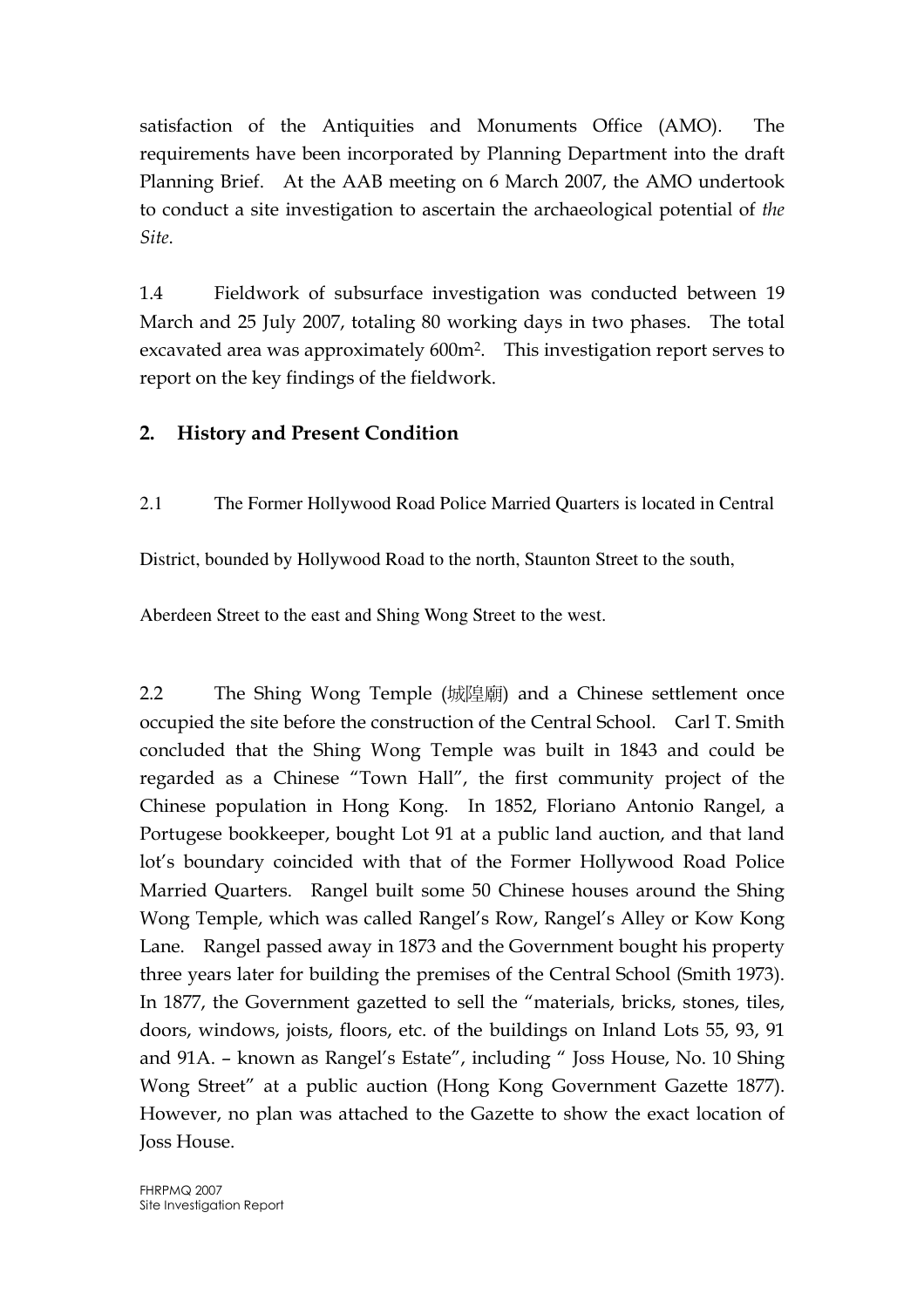satisfaction of the Antiquities and Monuments Office (AMO). The requirements have been incorporated by Planning Department into the draft Planning Brief. At the AAB meeting on 6 March 2007, the AMO undertook to conduct a site investigation to ascertain the archaeological potential of *the Site*.

1.4 Fieldwork of subsurface investigation was conducted between 19 March and 25 July 2007, totaling 80 working days in two phases. The total excavated area was approximately 600m$^2$. This investigation report serves to report on the key findings of the fieldwork.

## 2. History and Present Condition

2.1 The Former Hollywood Road Police Married Quarters is located in Central District, bounded by Hollywood Road to the north, Staunton Street to the south, Aberdeen Street to the east and Shing Wong Street to the west.

2.2 The Shing Wong Temple (城隍廟) and a Chinese settlement once occupied the site before the construction of the Central School. Carl T. Smith concluded that the Shing Wong Temple was built in 1843 and could be regarded as a Chinese "Town Hall", the first community project of the Chinese population in Hong Kong. In 1852, Floriano Antonio Rangel, a Portugese bookkeeper, bought Lot 91 at a public land auction, and that land lot's boundary coincided with that of the Former Hollywood Road Police Married Quarters. Rangel built some 50 Chinese houses around the Shing Wong Temple, which was called Rangel's Row, Rangel's Alley or Kow Kong Lane. Rangel passed away in 1873 and the Government bought his property three years later for building the premises of the Central School (Smith 1973). In 1877, the Government gazetted to sell the "materials, bricks, stones, tiles, doors, windows, joists, floors, etc. of the buildings on Inland Lots 55, 93, 91 and 91A. – known as Rangel's Estate", including " Joss House, No. 10 Shing Wong Street" at a public auction (Hong Kong Government Gazette 1877). However, no plan was attached to the Gazette to show the exact location of Joss House.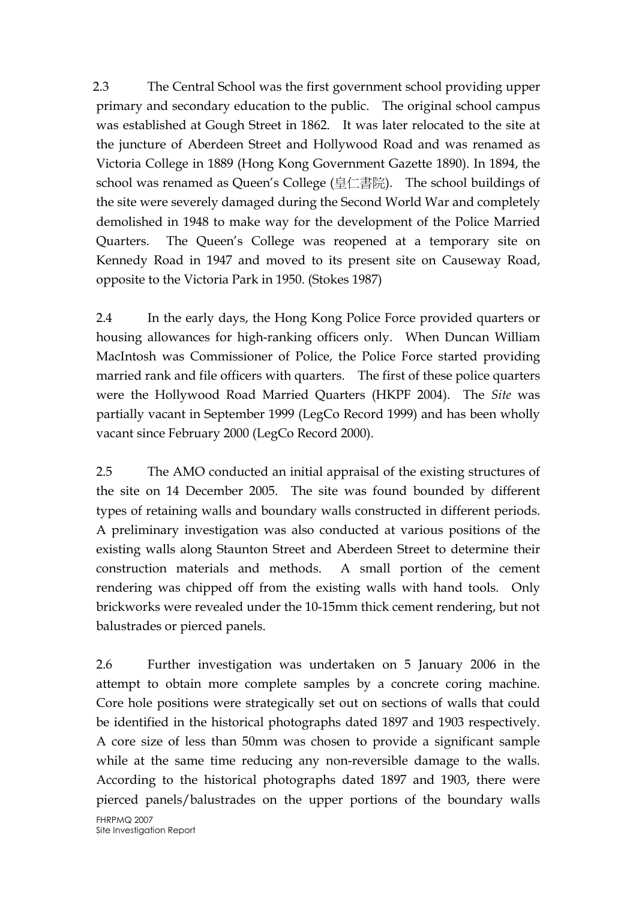2.3 The Central School was the first government school providing upper primary and secondary education to the public. The original school campus was established at Gough Street in 1862. It was later relocated to the site at the juncture of Aberdeen Street and Hollywood Road and was renamed as Victoria College in 1889 (Hong Kong Government Gazette 1890). In 1894, the school was renamed as Queen's College (皇仁書院). The school buildings of the site were severely damaged during the Second World War and completely demolished in 1948 to make way for the development of the Police Married Quarters. The Queen's College was reopened at a temporary site on Kennedy Road in 1947 and moved to its present site on Causeway Road, opposite to the Victoria Park in 1950. (Stokes 1987)

2.4 In the early days, the Hong Kong Police Force provided quarters or housing allowances for high-ranking officers only. When Duncan William MacIntosh was Commissioner of Police, the Police Force started providing married rank and file officers with quarters. The first of these police quarters were the Hollywood Road Married Quarters (HKPF 2004). The *Site* was partially vacant in September 1999 (LegCo Record 1999) and has been wholly vacant since February 2000 (LegCo Record 2000).

2.5 The AMO conducted an initial appraisal of the existing structures of the site on 14 December 2005. The site was found bounded by different types of retaining walls and boundary walls constructed in different periods. A preliminary investigation was also conducted at various positions of the existing walls along Staunton Street and Aberdeen Street to determine their construction materials and methods. A small portion of the cement rendering was chipped off from the existing walls with hand tools. Only brickworks were revealed under the 10-15mm thick cement rendering, but not balustrades or pierced panels.

2.6 Further investigation was undertaken on 5 January 2006 in the attempt to obtain more complete samples by a concrete coring machine. Core hole positions were strategically set out on sections of walls that could be identified in the historical photographs dated 1897 and 1903 respectively. A core size of less than 50mm was chosen to provide a significant sample while at the same time reducing any non-reversible damage to the walls. According to the historical photographs dated 1897 and 1903, there were pierced panels/balustrades on the upper portions of the boundary walls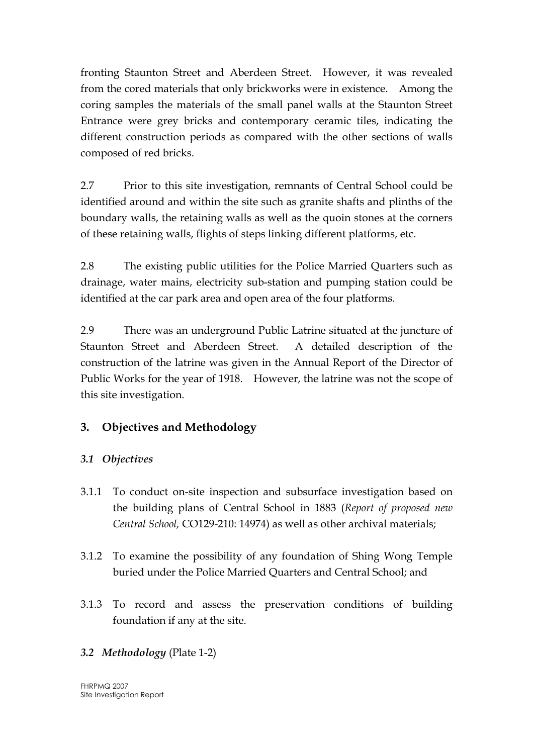fronting Staunton Street and Aberdeen Street. However, it was revealed from the cored materials that only brickworks were in existence. Among the coring samples the materials of the small panel walls at the Staunton Street Entrance were grey bricks and contemporary ceramic tiles, indicating the different construction periods as compared with the other sections of walls composed of red bricks.

2.7 Prior to this site investigation, remnants of Central School could be identified around and within the site such as granite shafts and plinths of the boundary walls, the retaining walls as well as the quoin stones at the corners of these retaining walls, flights of steps linking different platforms, etc.

2.8 The existing public utilities for the Police Married Quarters such as drainage, water mains, electricity sub-station and pumping station could be identified at the car park area and open area of the four platforms.

2.9 There was an underground Public Latrine situated at the juncture of Staunton Street and Aberdeen Street. A detailed description of the construction of the latrine was given in the Annual Report of the Director of Public Works for the year of 1918. However, the latrine was not the scope of this site investigation.

## 3. Objectives and Methodology

### *3.1 Objectives*

3.1.1 To conduct on-site inspection and subsurface investigation based on the building plans of Central School in 1883 (*Report of proposed new Central School,* CO129-210: 14974) as well as other archival materials;

3.1.2 To examine the possibility of any foundation of Shing Wong Temple buried under the Police Married Quarters and Central School; and

3.1.3 To record and assess the preservation conditions of building foundation if any at the site.

### *3.2 Methodology* (Plate 1-2)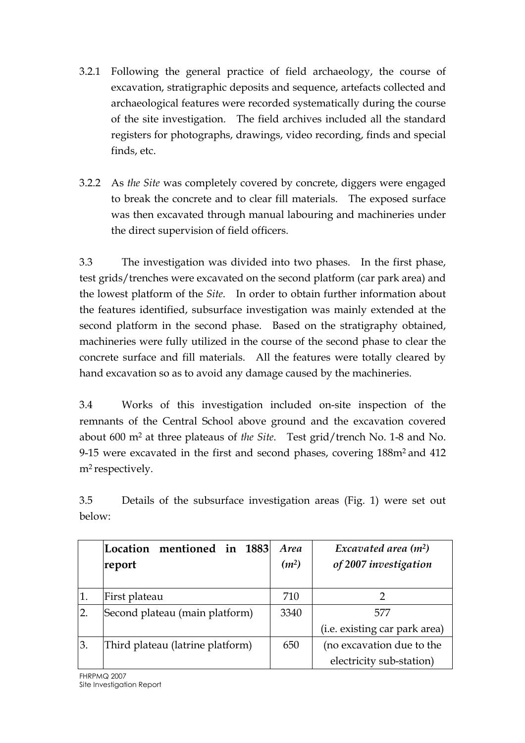3.2.1 Following the general practice of field archaeology, the course of excavation, stratigraphic deposits and sequence, artefacts collected and archaeological features were recorded systematically during the course of the site investigation. The field archives included all the standard registers for photographs, drawings, video recording, finds and special finds, etc.

3.2.2 As *the Site* was completely covered by concrete, diggers were engaged to break the concrete and to clear fill materials. The exposed surface was then excavated through manual labouring and machineries under the direct supervision of field officers.

3.3 The investigation was divided into two phases. In the first phase, test grids/trenches were excavated on the second platform (car park area) and the lowest platform of the *Site*. In order to obtain further information about the features identified, subsurface investigation was mainly extended at the second platform in the second phase. Based on the stratigraphy obtained, machineries were fully utilized in the course of the second phase to clear the concrete surface and fill materials. All the features were totally cleared by hand excavation so as to avoid any damage caused by the machineries.

3.4 Works of this investigation included on-site inspection of the remnants of the Central School above ground and the excavation covered about 600 $m^2$ at three plateaus of *the Site*. Test grid/trench No. 1-8 and No. 9-15 were excavated in the first and second phases, covering 188$m^2$ and 412 $m^2$ respectively.

3.5 Details of the subsurface investigation areas (Fig. 1) were set out below:

| | **Location mentioned in 1883 report** | ***Area ($m^2$)*** | ***Excavated area ($m^2$) of 2007 investigation*** |
|---|---|---|---|
| 1. | First plateau | 710 | 2 |
| 2. | Second plateau (main platform) | 3340 | 577 (i.e. existing car park area) |
| 3. | Third plateau (latrine platform) | 650 | (no excavation due to the electricity sub-station) |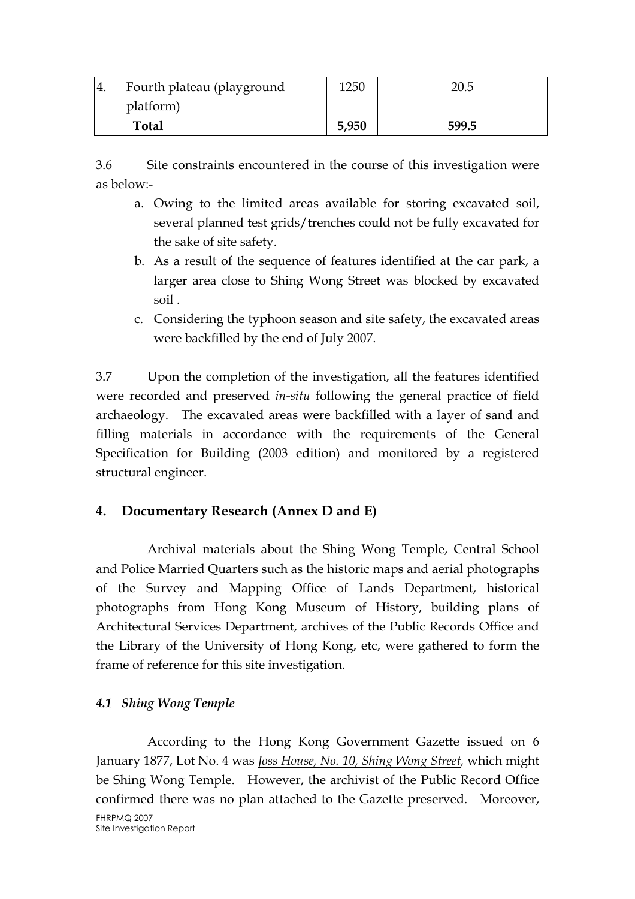| 4. | Fourth plateau (playground platform) | 1250 | 20.5 |
|---|---|---|---|
| | **Total** | **5,950** | **599.5** |

3.6 Site constraints encountered in the course of this investigation were as below:-

a. Owing to the limited areas available for storing excavated soil, several planned test grids/trenches could not be fully excavated for the sake of site safety.
b. As a result of the sequence of features identified at the car park, a larger area close to Shing Wong Street was blocked by excavated soil .
c. Considering the typhoon season and site safety, the excavated areas were backfilled by the end of July 2007.

3.7 Upon the completion of the investigation, all the features identified were recorded and preserved *in-situ* following the general practice of field archaeology. The excavated areas were backfilled with a layer of sand and filling materials in accordance with the requirements of the General Specification for Building (2003 edition) and monitored by a registered structural engineer.

## 4. Documentary Research (Annex D and E)

Archival materials about the Shing Wong Temple, Central School and Police Married Quarters such as the historic maps and aerial photographs of the Survey and Mapping Office of Lands Department, historical photographs from Hong Kong Museum of History, building plans of Architectural Services Department, archives of the Public Records Office and the Library of the University of Hong Kong, etc, were gathered to form the frame of reference for this site investigation.

### *4.1 Shing Wong Temple*

According to the Hong Kong Government Gazette issued on 6 January 1877, Lot No. 4 was *Joss House, No. 10, Shing Wong Street,* which might be Shing Wong Temple. However, the archivist of the Public Record Office confirmed there was no plan attached to the Gazette preserved. Moreover,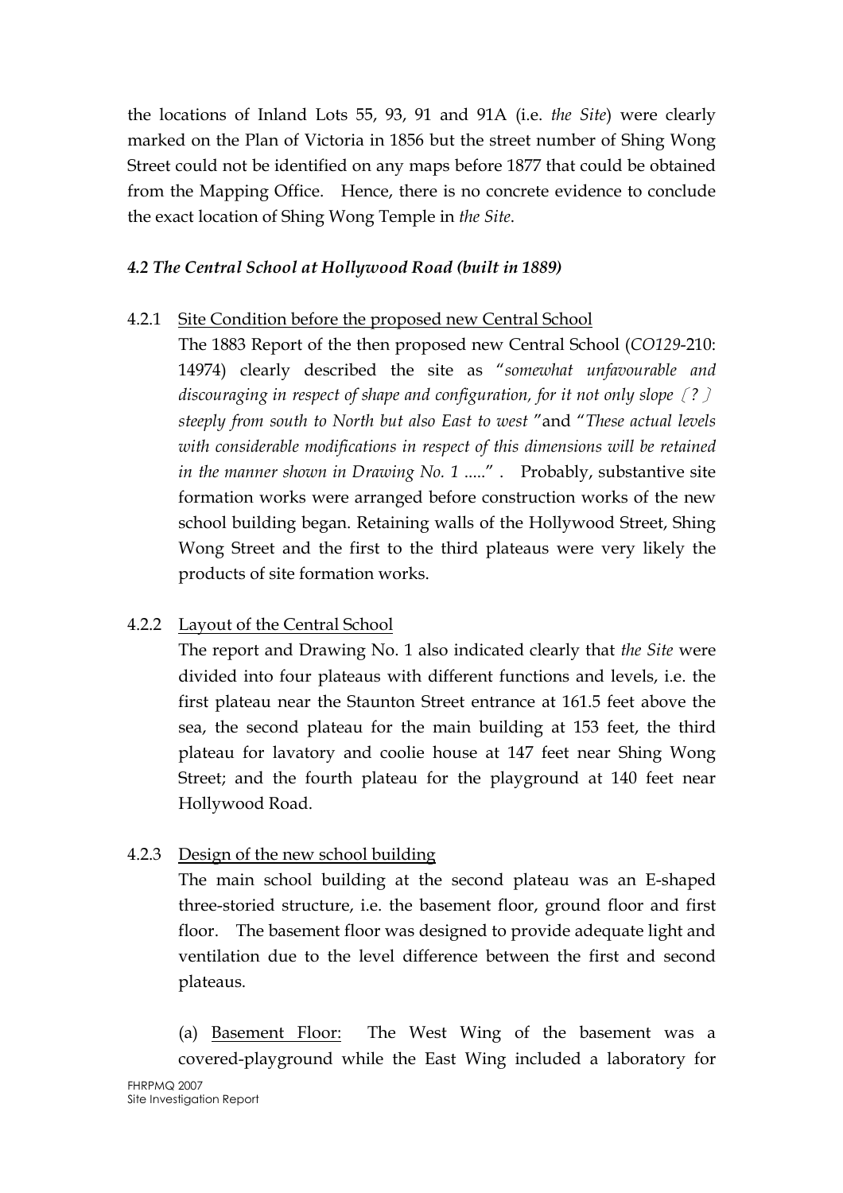the locations of Inland Lots 55, 93, 91 and 91A (i.e. *the Site*) were clearly marked on the Plan of Victoria in 1856 but the street number of Shing Wong Street could not be identified on any maps before 1877 that could be obtained from the Mapping Office. Hence, there is no concrete evidence to conclude the exact location of Shing Wong Temple in *the Site*.

### *4.2 The Central School at Hollywood Road (built in 1889)*

4.2.1 Site Condition before the proposed new Central School

The 1883 Report of the then proposed new Central School (*CO129*-210: 14974) clearly described the site as "*somewhat unfavourable and discouraging in respect of shape and configuration, for it not only slope〔?〕steeply from south to North but also East to west* "and "*These actual levels with considerable modifications in respect of this dimensions will be retained in the manner shown in Drawing No. 1* ....." . Probably, substantive site formation works were arranged before construction works of the new school building began. Retaining walls of the Hollywood Street, Shing Wong Street and the first to the third plateaus were very likely the products of site formation works.

4.2.2 Layout of the Central School

The report and Drawing No. 1 also indicated clearly that *the Site* were divided into four plateaus with different functions and levels, i.e. the first plateau near the Staunton Street entrance at 161.5 feet above the sea, the second plateau for the main building at 153 feet, the third plateau for lavatory and coolie house at 147 feet near Shing Wong Street; and the fourth plateau for the playground at 140 feet near Hollywood Road.

4.2.3 Design of the new school building

The main school building at the second plateau was an E-shaped three-storied structure, i.e. the basement floor, ground floor and first floor. The basement floor was designed to provide adequate light and ventilation due to the level difference between the first and second plateaus.

(a) Basement Floor: The West Wing of the basement was a covered-playground while the East Wing included a laboratory for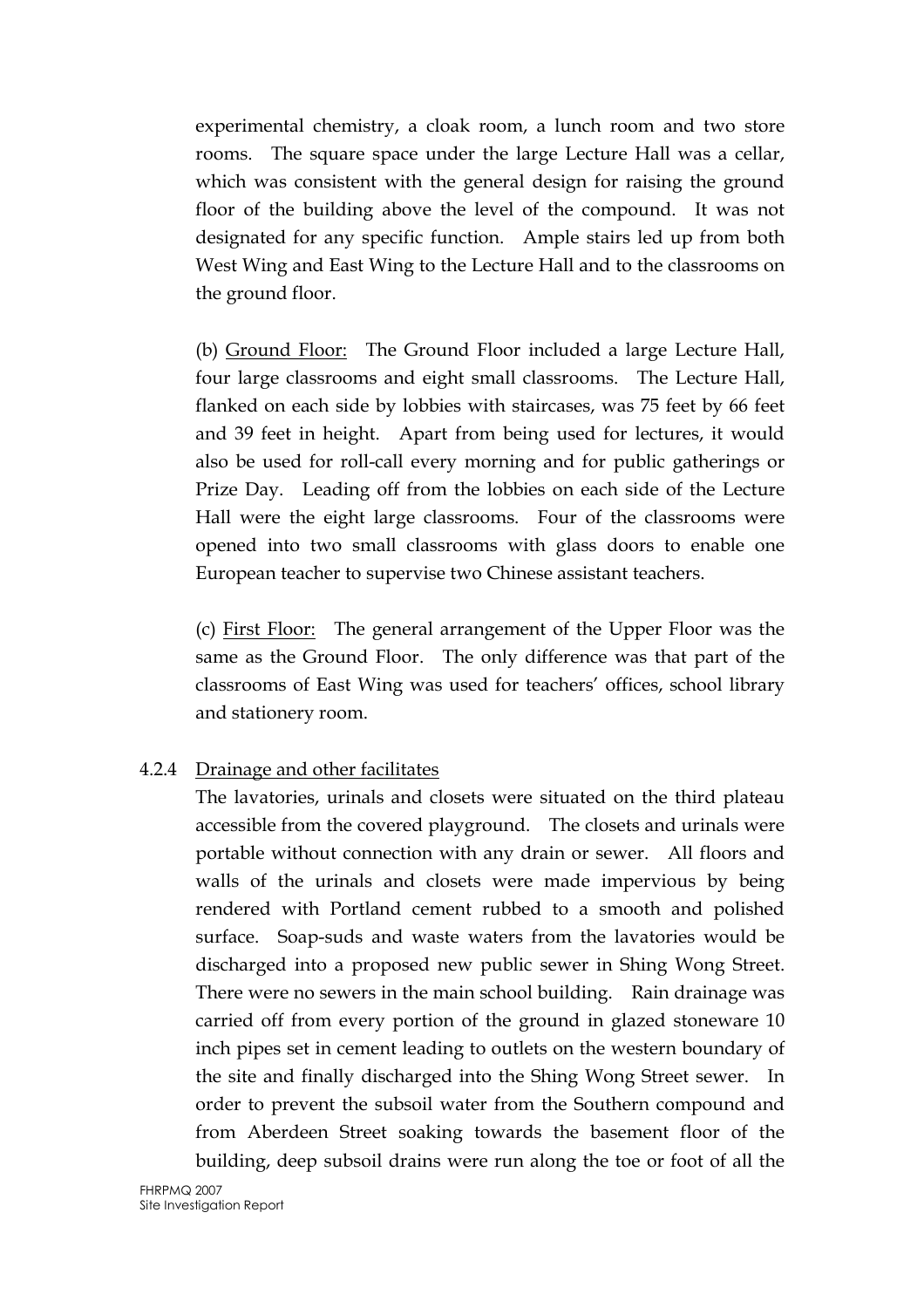experimental chemistry, a cloak room, a lunch room and two store rooms. The square space under the large Lecture Hall was a cellar, which was consistent with the general design for raising the ground floor of the building above the level of the compound. It was not designated for any specific function. Ample stairs led up from both West Wing and East Wing to the Lecture Hall and to the classrooms on the ground floor.

(b) Ground Floor: The Ground Floor included a large Lecture Hall, four large classrooms and eight small classrooms. The Lecture Hall, flanked on each side by lobbies with staircases, was 75 feet by 66 feet and 39 feet in height. Apart from being used for lectures, it would also be used for roll-call every morning and for public gatherings or Prize Day. Leading off from the lobbies on each side of the Lecture Hall were the eight large classrooms. Four of the classrooms were opened into two small classrooms with glass doors to enable one European teacher to supervise two Chinese assistant teachers.

(c) First Floor: The general arrangement of the Upper Floor was the same as the Ground Floor. The only difference was that part of the classrooms of East Wing was used for teachers' offices, school library and stationery room.

4.2.4 Drainage and other facilitates

The lavatories, urinals and closets were situated on the third plateau accessible from the covered playground. The closets and urinals were portable without connection with any drain or sewer. All floors and walls of the urinals and closets were made impervious by being rendered with Portland cement rubbed to a smooth and polished surface. Soap-suds and waste waters from the lavatories would be discharged into a proposed new public sewer in Shing Wong Street. There were no sewers in the main school building. Rain drainage was carried off from every portion of the ground in glazed stoneware 10 inch pipes set in cement leading to outlets on the western boundary of the site and finally discharged into the Shing Wong Street sewer. In order to prevent the subsoil water from the Southern compound and from Aberdeen Street soaking towards the basement floor of the building, deep subsoil drains were run along the toe or foot of all the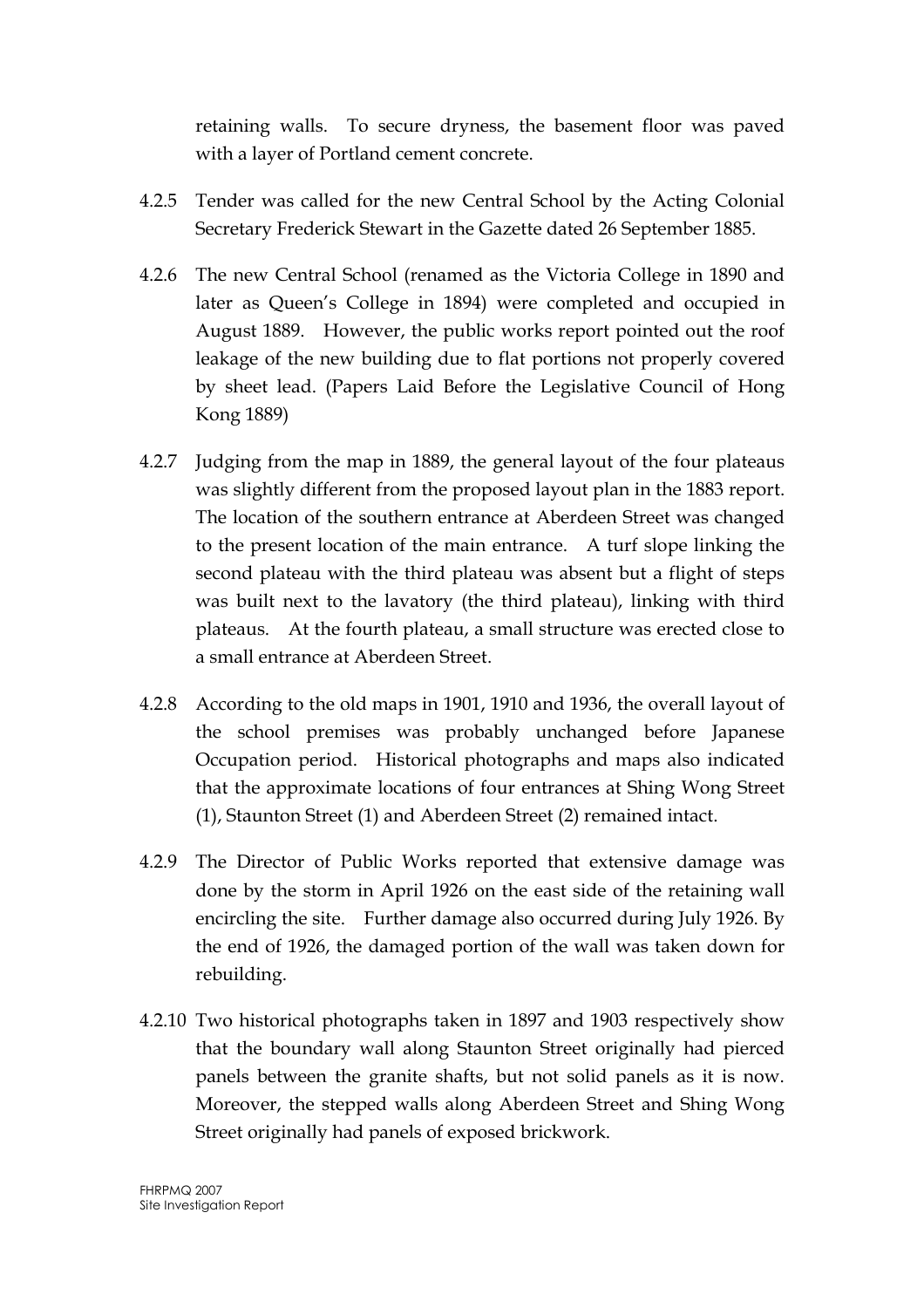retaining walls. To secure dryness, the basement floor was paved with a layer of Portland cement concrete.

4.2.5 Tender was called for the new Central School by the Acting Colonial Secretary Frederick Stewart in the Gazette dated 26 September 1885.

4.2.6 The new Central School (renamed as the Victoria College in 1890 and later as Queen's College in 1894) were completed and occupied in August 1889. However, the public works report pointed out the roof leakage of the new building due to flat portions not properly covered by sheet lead. (Papers Laid Before the Legislative Council of Hong Kong 1889)

4.2.7 Judging from the map in 1889, the general layout of the four plateaus was slightly different from the proposed layout plan in the 1883 report. The location of the southern entrance at Aberdeen Street was changed to the present location of the main entrance. A turf slope linking the second plateau with the third plateau was absent but a flight of steps was built next to the lavatory (the third plateau), linking with third plateaus. At the fourth plateau, a small structure was erected close to a small entrance at Aberdeen Street.

4.2.8 According to the old maps in 1901, 1910 and 1936, the overall layout of the school premises was probably unchanged before Japanese Occupation period. Historical photographs and maps also indicated that the approximate locations of four entrances at Shing Wong Street (1), Staunton Street (1) and Aberdeen Street (2) remained intact.

4.2.9 The Director of Public Works reported that extensive damage was done by the storm in April 1926 on the east side of the retaining wall encircling the site. Further damage also occurred during July 1926. By the end of 1926, the damaged portion of the wall was taken down for rebuilding.

4.2.10 Two historical photographs taken in 1897 and 1903 respectively show that the boundary wall along Staunton Street originally had pierced panels between the granite shafts, but not solid panels as it is now. Moreover, the stepped walls along Aberdeen Street and Shing Wong Street originally had panels of exposed brickwork.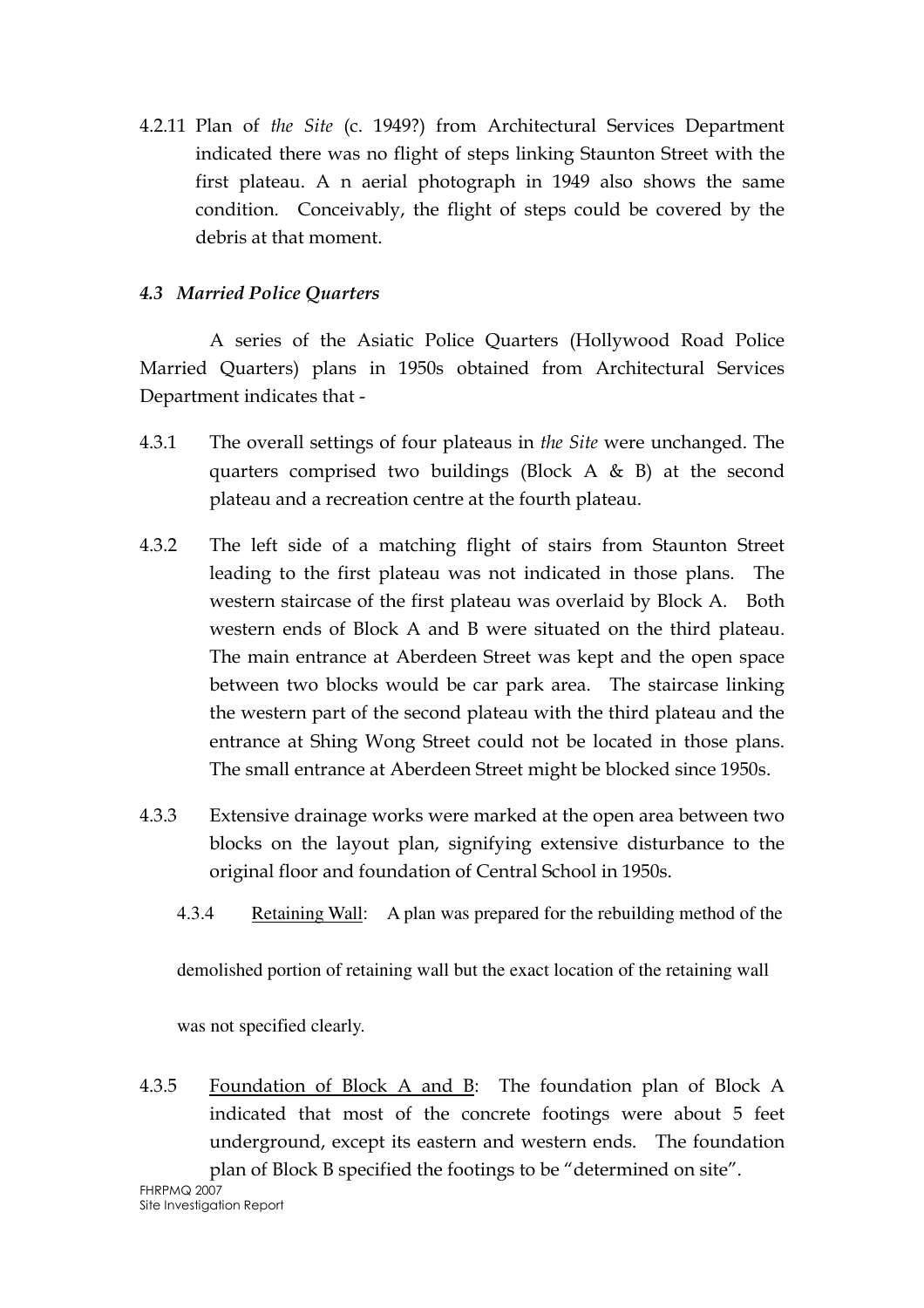4.2.11 Plan of *the Site* (c. 1949?) from Architectural Services Department indicated there was no flight of steps linking Staunton Street with the first plateau. A n aerial photograph in 1949 also shows the same condition. Conceivably, the flight of steps could be covered by the debris at that moment.

### *4.3 Married Police Quarters*

A series of the Asiatic Police Quarters (Hollywood Road Police Married Quarters) plans in 1950s obtained from Architectural Services Department indicates that -

4.3.1 The overall settings of four plateaus in *the Site* were unchanged. The quarters comprised two buildings (Block A & B) at the second plateau and a recreation centre at the fourth plateau.

4.3.2 The left side of a matching flight of stairs from Staunton Street leading to the first plateau was not indicated in those plans. The western staircase of the first plateau was overlaid by Block A. Both western ends of Block A and B were situated on the third plateau. The main entrance at Aberdeen Street was kept and the open space between two blocks would be car park area. The staircase linking the western part of the second plateau with the third plateau and the entrance at Shing Wong Street could not be located in those plans. The small entrance at Aberdeen Street might be blocked since 1950s.

4.3.3 Extensive drainage works were marked at the open area between two blocks on the layout plan, signifying extensive disturbance to the original floor and foundation of Central School in 1950s.

4.3.4 Retaining Wall: A plan was prepared for the rebuilding method of the demolished portion of retaining wall but the exact location of the retaining wall was not specified clearly.

4.3.5 Foundation of Block A and B: The foundation plan of Block A indicated that most of the concrete footings were about 5 feet underground, except its eastern and western ends. The foundation plan of Block B specified the footings to be "determined on site".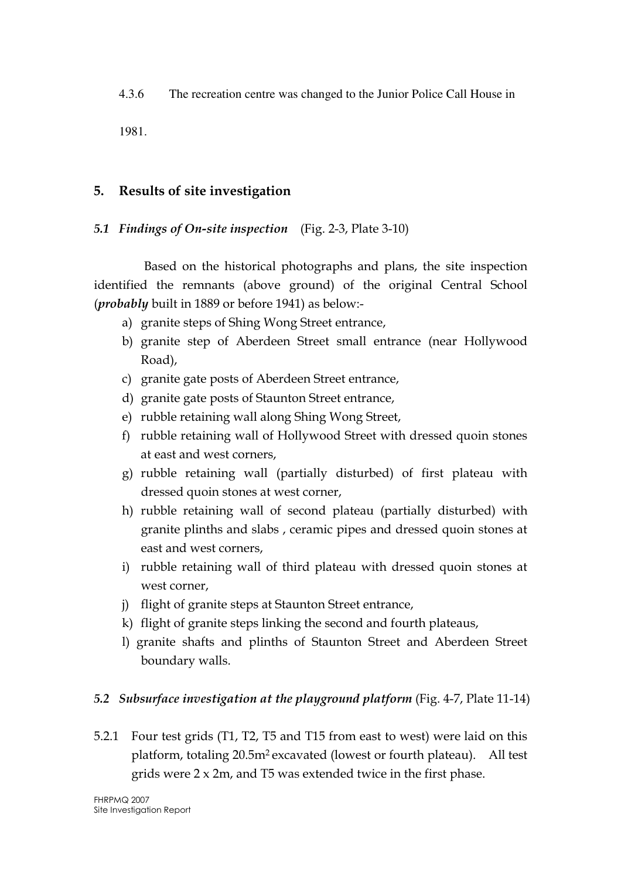4.3.6 The recreation centre was changed to the Junior Police Call House in 1981.

## 5. Results of site investigation

### *5.1 Findings of On-site inspection* (Fig. 2-3, Plate 3-10)

Based on the historical photographs and plans, the site inspection identified the remnants (above ground) of the original Central School (***probably*** built in 1889 or before 1941) as below:-

a) granite steps of Shing Wong Street entrance,
b) granite step of Aberdeen Street small entrance (near Hollywood Road),
c) granite gate posts of Aberdeen Street entrance,
d) granite gate posts of Staunton Street entrance,
e) rubble retaining wall along Shing Wong Street,
f) rubble retaining wall of Hollywood Street with dressed quoin stones at east and west corners,
g) rubble retaining wall (partially disturbed) of first plateau with dressed quoin stones at west corner,
h) rubble retaining wall of second plateau (partially disturbed) with granite plinths and slabs , ceramic pipes and dressed quoin stones at east and west corners,
i) rubble retaining wall of third plateau with dressed quoin stones at west corner,
j) flight of granite steps at Staunton Street entrance,
k) flight of granite steps linking the second and fourth plateaus,
l) granite shafts and plinths of Staunton Street and Aberdeen Street boundary walls.

### *5.2 Subsurface investigation at the playground platform* (Fig. 4-7, Plate 11-14)

5.2.1 Four test grids (T1, T2, T5 and T15 from east to west) were laid on this platform, totaling 20.5m$^2$ excavated (lowest or fourth plateau). All test grids were 2 x 2m, and T5 was extended twice in the first phase.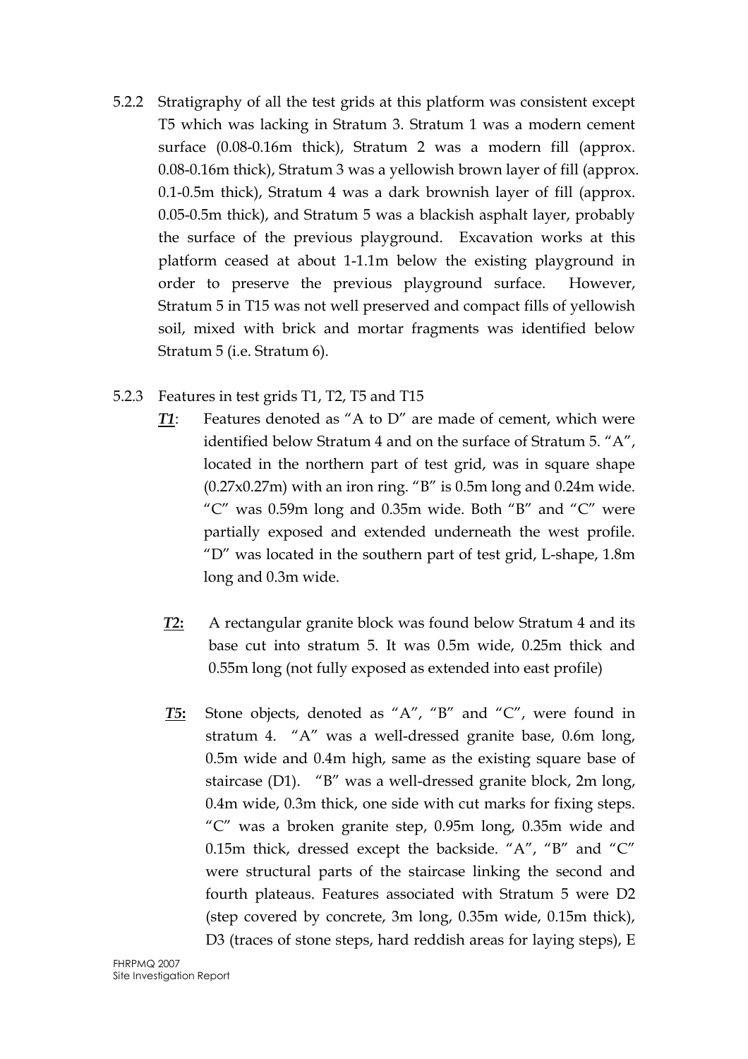5.2.2 Stratigraphy of all the test grids at this platform was consistent except T5 which was lacking in Stratum 3. Stratum 1 was a modern cement surface (0.08-0.16m thick), Stratum 2 was a modern fill (approx. 0.08-0.16m thick), Stratum 3 was a yellowish brown layer of fill (approx. 0.1-0.5m thick), Stratum 4 was a dark brownish layer of fill (approx. 0.05-0.5m thick), and Stratum 5 was a blackish asphalt layer, probably the surface of the previous playground. Excavation works at this platform ceased at about 1-1.1m below the existing playground in order to preserve the previous playground surface. However, Stratum 5 in T15 was not well preserved and compact fills of yellowish soil, mixed with brick and mortar fragments was identified below Stratum 5 (i.e. Stratum 6).

5.2.3 Features in test grids T1, T2, T5 and T15

***T1***: Features denoted as "A to D" are made of cement, which were identified below Stratum 4 and on the surface of Stratum 5. "A", located in the northern part of test grid, was in square shape (0.27x0.27m) with an iron ring. "B" is 0.5m long and 0.24m wide. "C" was 0.59m long and 0.35m wide. Both "B" and "C" were partially exposed and extended underneath the west profile. "D" was located in the southern part of test grid, L-shape, 1.8m long and 0.3m wide.

***T2:*** A rectangular granite block was found below Stratum 4 and its base cut into stratum 5. It was 0.5m wide, 0.25m thick and 0.55m long (not fully exposed as extended into east profile)

***T5:*** Stone objects, denoted as "A", "B" and "C", were found in stratum 4. "A" was a well-dressed granite base, 0.6m long, 0.5m wide and 0.4m high, same as the existing square base of staircase (D1). "B" was a well-dressed granite block, 2m long, 0.4m wide, 0.3m thick, one side with cut marks for fixing steps. "C" was a broken granite step, 0.95m long, 0.35m wide and 0.15m thick, dressed except the backside. "A", "B" and "C" were structural parts of the staircase linking the second and fourth plateaus. Features associated with Stratum 5 were D2 (step covered by concrete, 3m long, 0.35m wide, 0.15m thick), D3 (traces of stone steps, hard reddish areas for laying steps), E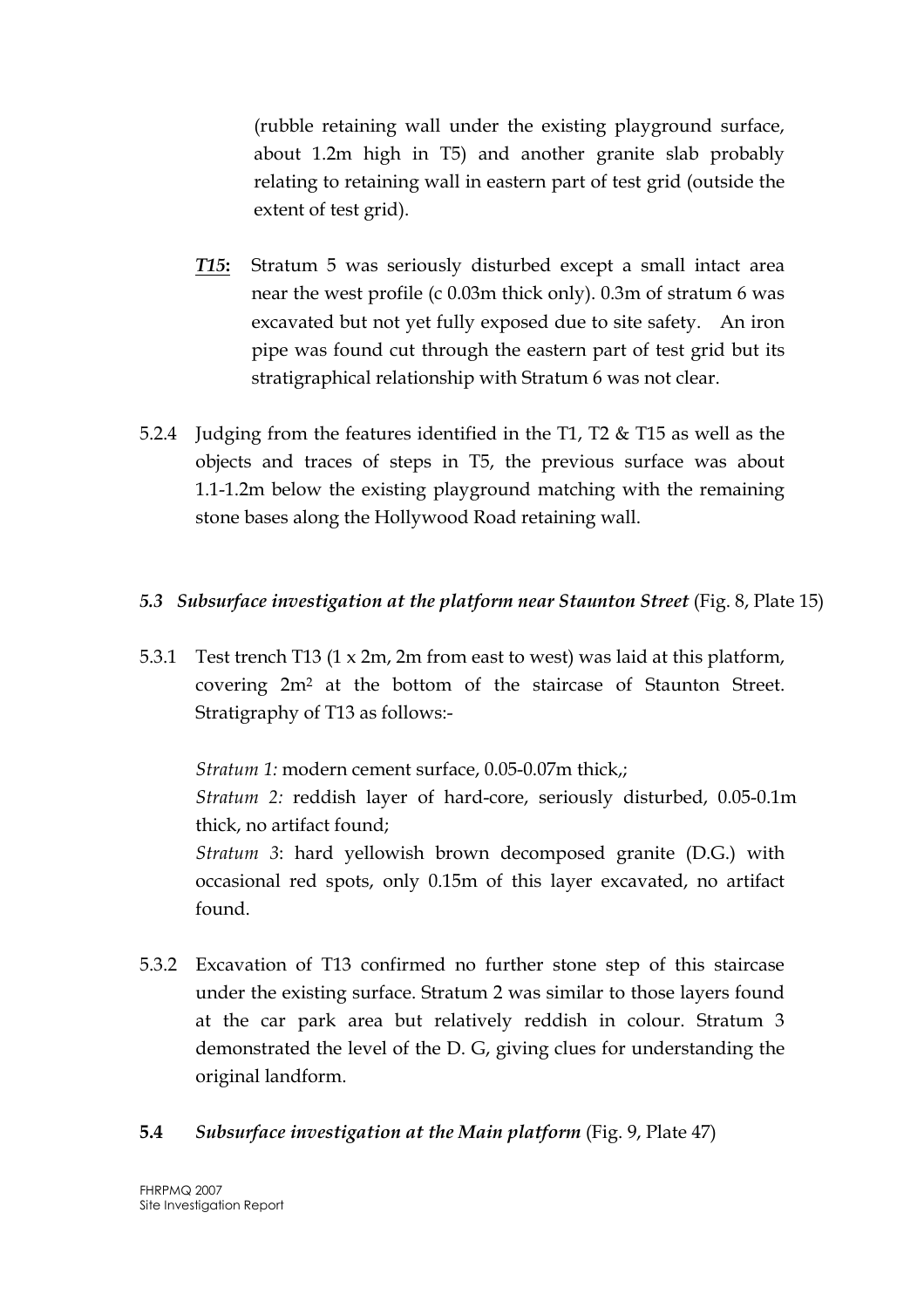(rubble retaining wall under the existing playground surface, about 1.2m high in T5) and another granite slab probably relating to retaining wall in eastern part of test grid (outside the extent of test grid).

***T15*:** Stratum 5 was seriously disturbed except a small intact area near the west profile (c 0.03m thick only). 0.3m of stratum 6 was excavated but not yet fully exposed due to site safety. An iron pipe was found cut through the eastern part of test grid but its stratigraphical relationship with Stratum 6 was not clear.

5.2.4 Judging from the features identified in the T1, T2 & T15 as well as the objects and traces of steps in T5, the previous surface was about 1.1-1.2m below the existing playground matching with the remaining stone bases along the Hollywood Road retaining wall.

### *5.3 Subsurface investigation at the platform near Staunton Street* (Fig. 8, Plate 15)

5.3.1 Test trench T13 (1 x 2m, 2m from east to west) was laid at this platform, covering 2m$^2$ at the bottom of the staircase of Staunton Street. Stratigraphy of T13 as follows:-

*Stratum 1:* modern cement surface, 0.05-0.07m thick,;

*Stratum 2:* reddish layer of hard-core, seriously disturbed, 0.05-0.1m thick, no artifact found;

*Stratum 3*: hard yellowish brown decomposed granite (D.G.) with occasional red spots, only 0.15m of this layer excavated, no artifact found.

5.3.2 Excavation of T13 confirmed no further stone step of this staircase under the existing surface. Stratum 2 was similar to those layers found at the car park area but relatively reddish in colour. Stratum 3 demonstrated the level of the D. G, giving clues for understanding the original landform.

### **5.4** *Subsurface investigation at the Main platform* (Fig. 9, Plate 47)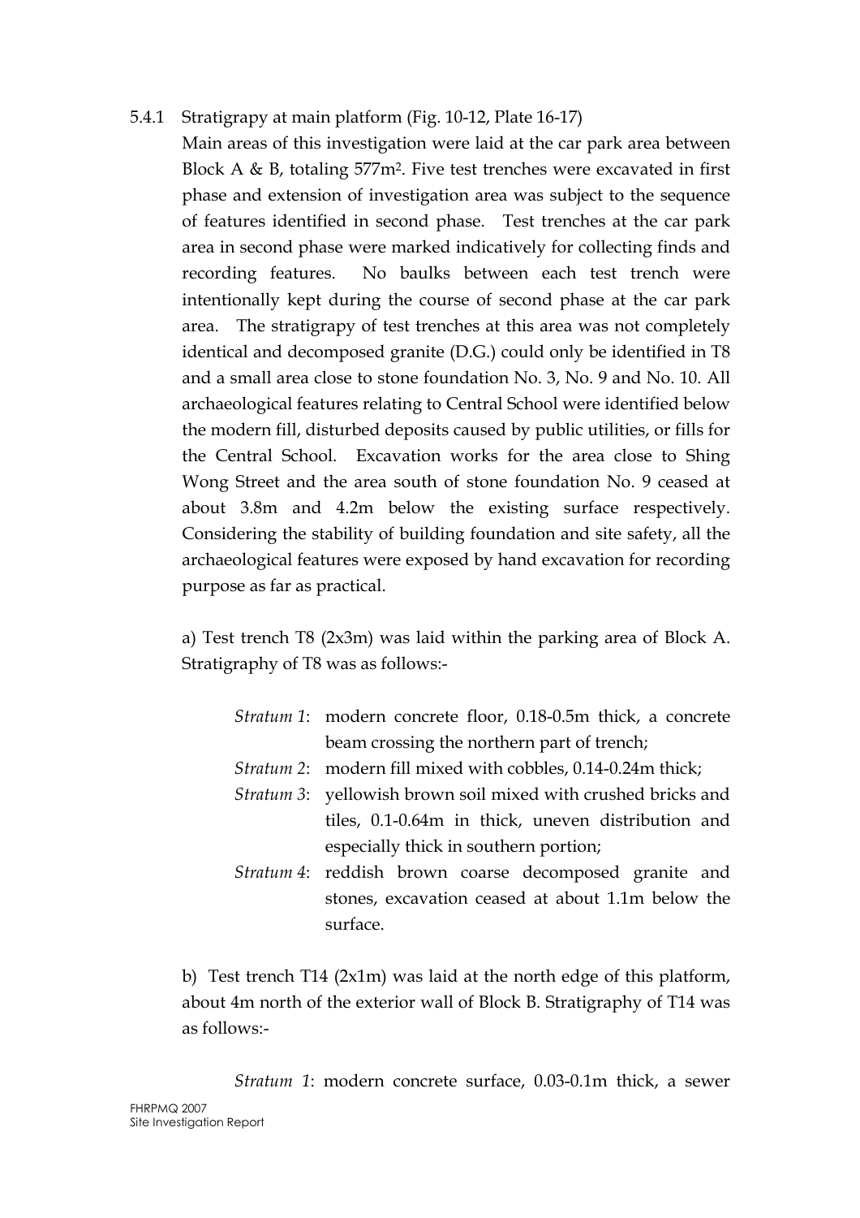5.4.1 Stratigrapy at main platform (Fig. 10-12, Plate 16-17)

Main areas of this investigation were laid at the car park area between Block A & B, totaling 577m². Five test trenches were excavated in first phase and extension of investigation area was subject to the sequence of features identified in second phase. Test trenches at the car park area in second phase were marked indicatively for collecting finds and recording features. No baulks between each test trench were intentionally kept during the course of second phase at the car park area. The stratigrapy of test trenches at this area was not completely identical and decomposed granite (D.G.) could only be identified in T8 and a small area close to stone foundation No. 3, No. 9 and No. 10. All archaeological features relating to Central School were identified below the modern fill, disturbed deposits caused by public utilities, or fills for the Central School. Excavation works for the area close to Shing Wong Street and the area south of stone foundation No. 9 ceased at about 3.8m and 4.2m below the existing surface respectively. Considering the stability of building foundation and site safety, all the archaeological features were exposed by hand excavation for recording purpose as far as practical.

a) Test trench T8 (2x3m) was laid within the parking area of Block A. Stratigraphy of T8 was as follows:-

- *Stratum 1*: modern concrete floor, 0.18-0.5m thick, a concrete beam crossing the northern part of trench;
- *Stratum 2*: modern fill mixed with cobbles, 0.14-0.24m thick;
- *Stratum 3*: yellowish brown soil mixed with crushed bricks and tiles, 0.1-0.64m in thick, uneven distribution and especially thick in southern portion;
- *Stratum 4*: reddish brown coarse decomposed granite and stones, excavation ceased at about 1.1m below the surface.

b) Test trench T14 (2x1m) was laid at the north edge of this platform, about 4m north of the exterior wall of Block B. Stratigraphy of T14 was as follows:-

- *Stratum 1*: modern concrete surface, 0.03-0.1m thick, a sewer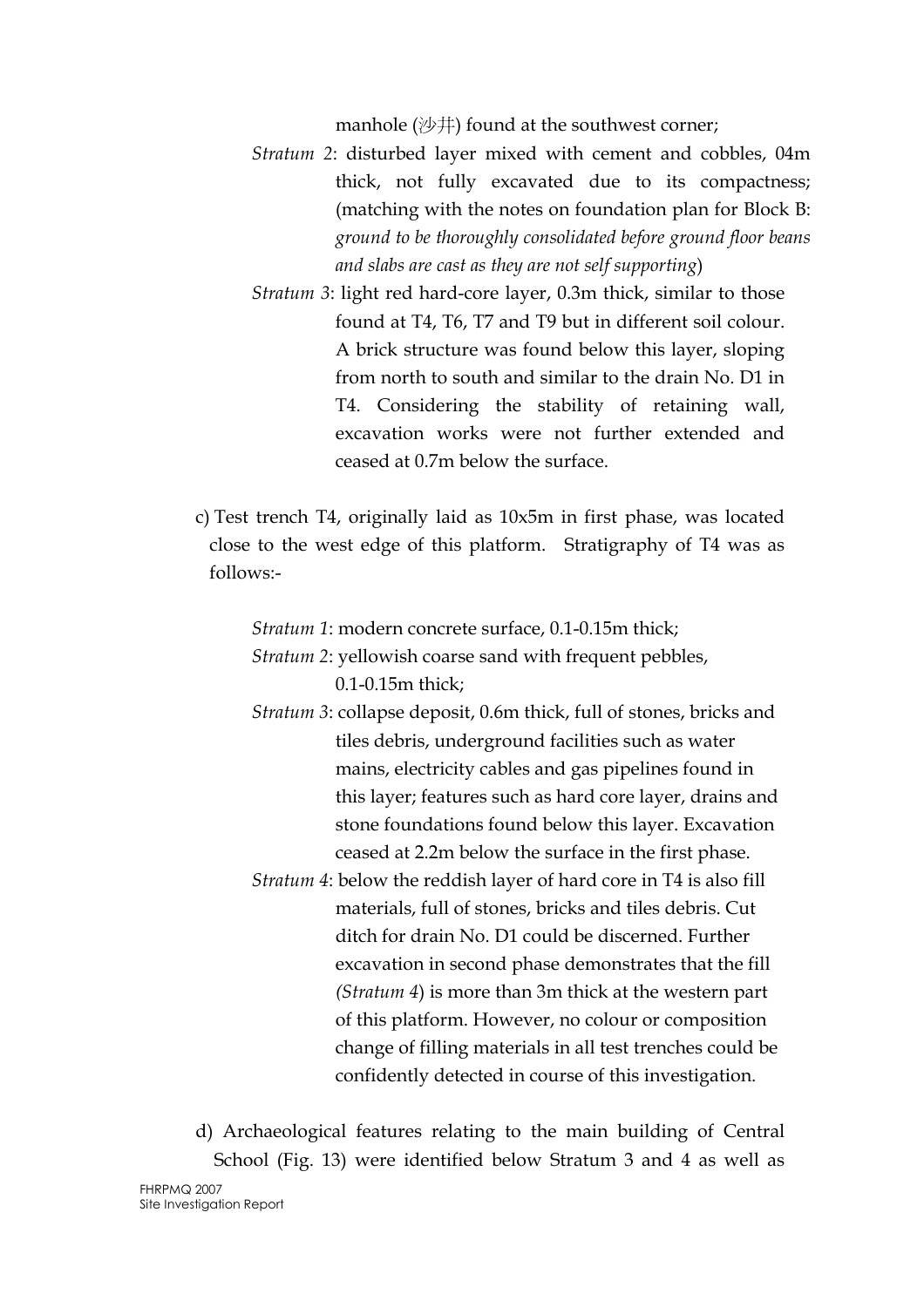manhole (沙井) found at the southwest corner;

*Stratum 2*: disturbed layer mixed with cement and cobbles, 04m thick, not fully excavated due to its compactness; (matching with the notes on foundation plan for Block B: *ground to be thoroughly consolidated before ground floor beans and slabs are cast as they are not self supporting*)

*Stratum 3*: light red hard-core layer, 0.3m thick, similar to those found at T4, T6, T7 and T9 but in different soil colour. A brick structure was found below this layer, sloping from north to south and similar to the drain No. D1 in T4. Considering the stability of retaining wall, excavation works were not further extended and ceased at 0.7m below the surface.

c) Test trench T4, originally laid as 10x5m in first phase, was located close to the west edge of this platform. Stratigraphy of T4 was as follows:-

*Stratum 1*: modern concrete surface, 0.1-0.15m thick;

*Stratum 2*: yellowish coarse sand with frequent pebbles, 0.1-0.15m thick;

*Stratum 3*: collapse deposit, 0.6m thick, full of stones, bricks and tiles debris, underground facilities such as water mains, electricity cables and gas pipelines found in this layer; features such as hard core layer, drains and stone foundations found below this layer. Excavation ceased at 2.2m below the surface in the first phase.

*Stratum 4*: below the reddish layer of hard core in T4 is also fill materials, full of stones, bricks and tiles debris. Cut ditch for drain No. D1 could be discerned. Further excavation in second phase demonstrates that the fill *(Stratum 4*) is more than 3m thick at the western part of this platform. However, no colour or composition change of filling materials in all test trenches could be confidently detected in course of this investigation.

d) Archaeological features relating to the main building of Central School (Fig. 13) were identified below Stratum 3 and 4 as well as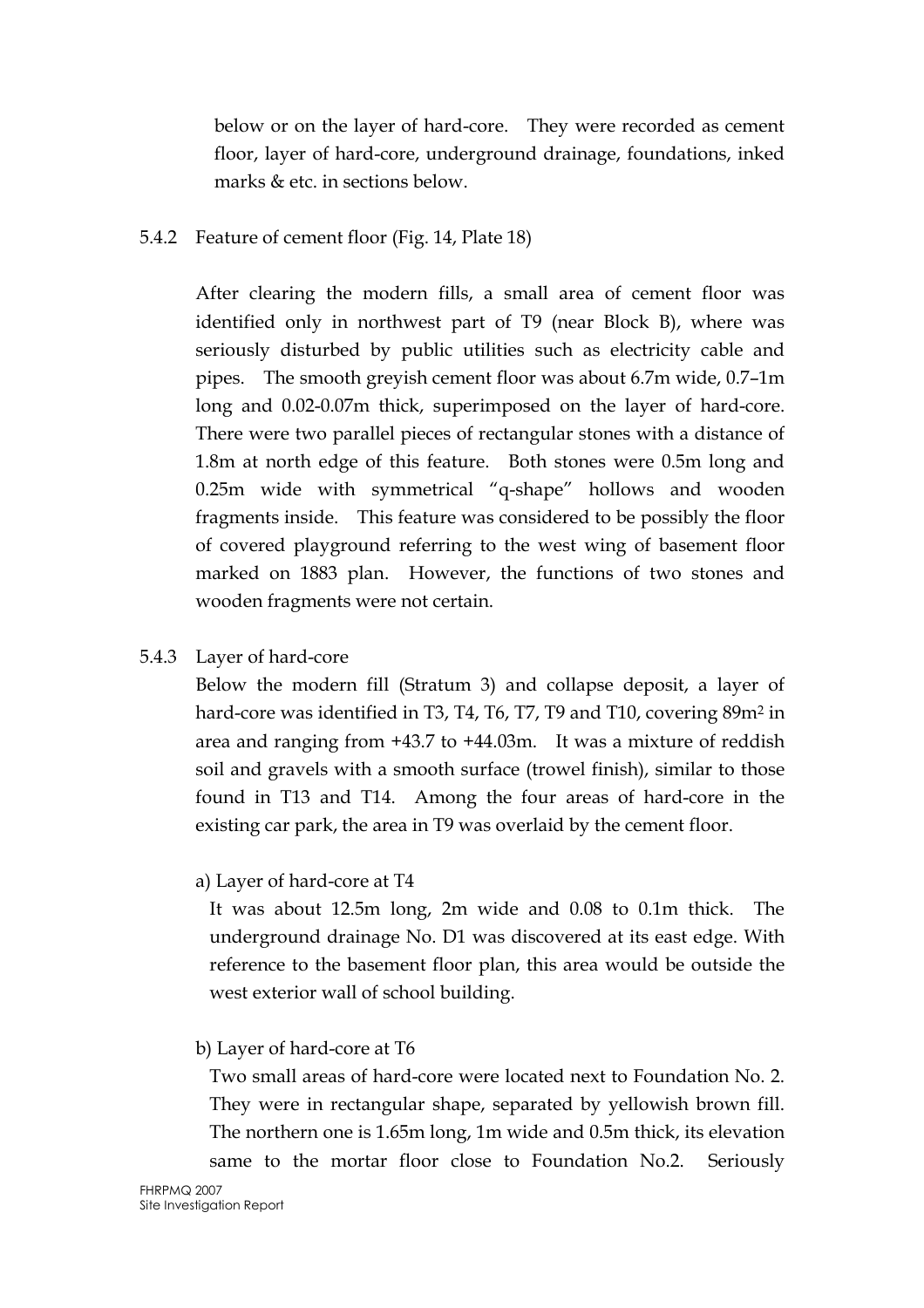below or on the layer of hard-core. They were recorded as cement floor, layer of hard-core, underground drainage, foundations, inked marks & etc. in sections below.

### 5.4.2 Feature of cement floor (Fig. 14, Plate 18)

After clearing the modern fills, a small area of cement floor was identified only in northwest part of T9 (near Block B), where was seriously disturbed by public utilities such as electricity cable and pipes. The smooth greyish cement floor was about 6.7m wide, 0.7–1m long and 0.02-0.07m thick, superimposed on the layer of hard-core. There were two parallel pieces of rectangular stones with a distance of 1.8m at north edge of this feature. Both stones were 0.5m long and 0.25m wide with symmetrical "q-shape" hollows and wooden fragments inside. This feature was considered to be possibly the floor of covered playground referring to the west wing of basement floor marked on 1883 plan. However, the functions of two stones and wooden fragments were not certain.

### 5.4.3 Layer of hard-core

Below the modern fill (Stratum 3) and collapse deposit, a layer of hard-core was identified in T3, T4, T6, T7, T9 and T10, covering 89m$^2$ in area and ranging from +43.7 to +44.03m. It was a mixture of reddish soil and gravels with a smooth surface (trowel finish), similar to those found in T13 and T14. Among the four areas of hard-core in the existing car park, the area in T9 was overlaid by the cement floor.

a) Layer of hard-core at T4

It was about 12.5m long, 2m wide and 0.08 to 0.1m thick. The underground drainage No. D1 was discovered at its east edge. With reference to the basement floor plan, this area would be outside the west exterior wall of school building.

b) Layer of hard-core at T6

Two small areas of hard-core were located next to Foundation No. 2. They were in rectangular shape, separated by yellowish brown fill. The northern one is 1.65m long, 1m wide and 0.5m thick, its elevation same to the mortar floor close to Foundation No.2. Seriously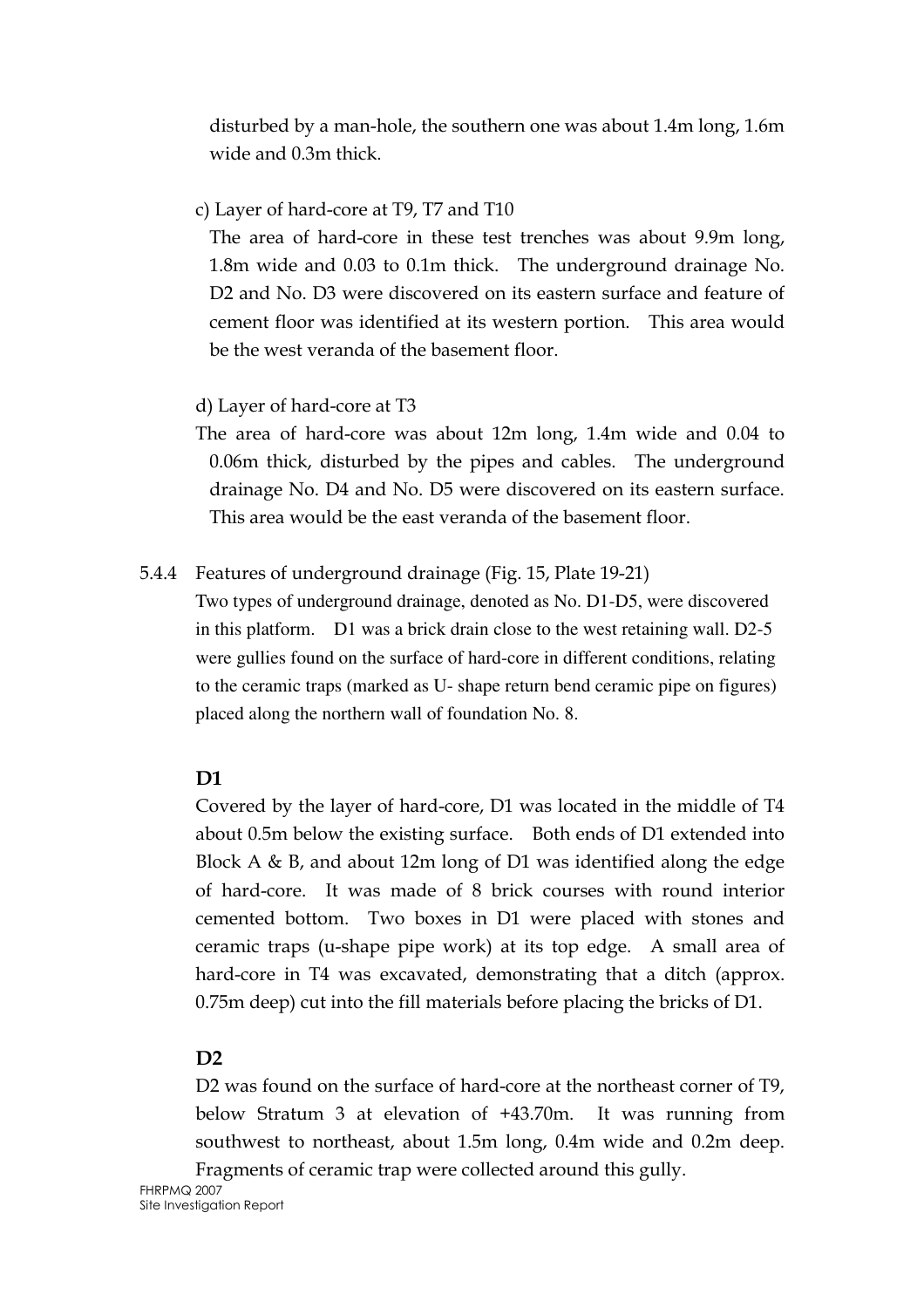disturbed by a man-hole, the southern one was about 1.4m long, 1.6m wide and 0.3m thick.

c) Layer of hard-core at T9, T7 and T10

The area of hard-core in these test trenches was about 9.9m long, 1.8m wide and 0.03 to 0.1m thick. The underground drainage No. D2 and No. D3 were discovered on its eastern surface and feature of cement floor was identified at its western portion. This area would be the west veranda of the basement floor.

d) Layer of hard-core at T3

The area of hard-core was about 12m long, 1.4m wide and 0.04 to 0.06m thick, disturbed by the pipes and cables. The underground drainage No. D4 and No. D5 were discovered on its eastern surface. This area would be the east veranda of the basement floor.

5.4.4 Features of underground drainage (Fig. 15, Plate 19-21)

Two types of underground drainage, denoted as No. D1-D5, were discovered in this platform. D1 was a brick drain close to the west retaining wall. D2-5 were gullies found on the surface of hard-core in different conditions, relating to the ceramic traps (marked as U- shape return bend ceramic pipe on figures) placed along the northern wall of foundation No. 8.

**D1**

Covered by the layer of hard-core, D1 was located in the middle of T4 about 0.5m below the existing surface. Both ends of D1 extended into Block A & B, and about 12m long of D1 was identified along the edge of hard-core. It was made of 8 brick courses with round interior cemented bottom. Two boxes in D1 were placed with stones and ceramic traps (u-shape pipe work) at its top edge. A small area of hard-core in T4 was excavated, demonstrating that a ditch (approx. 0.75m deep) cut into the fill materials before placing the bricks of D1.

**D2**

D2 was found on the surface of hard-core at the northeast corner of T9, below Stratum 3 at elevation of +43.70m. It was running from southwest to northeast, about 1.5m long, 0.4m wide and 0.2m deep. Fragments of ceramic trap were collected around this gully.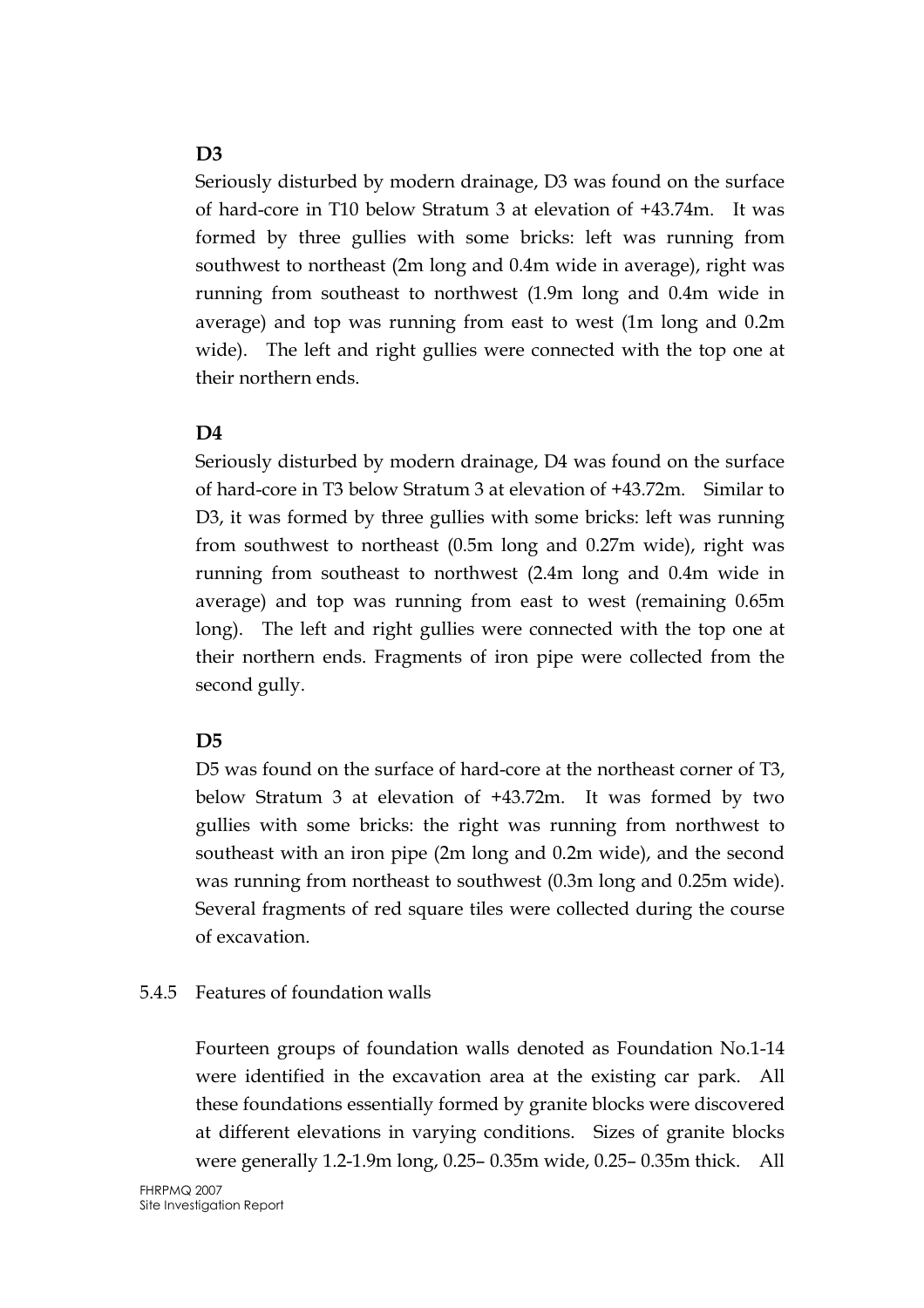**D3**

Seriously disturbed by modern drainage, D3 was found on the surface of hard-core in T10 below Stratum 3 at elevation of +43.74m. It was formed by three gullies with some bricks: left was running from southwest to northeast (2m long and 0.4m wide in average), right was running from southeast to northwest (1.9m long and 0.4m wide in average) and top was running from east to west (1m long and 0.2m wide). The left and right gullies were connected with the top one at their northern ends.

**D4**

Seriously disturbed by modern drainage, D4 was found on the surface of hard-core in T3 below Stratum 3 at elevation of +43.72m. Similar to D3, it was formed by three gullies with some bricks: left was running from southwest to northeast (0.5m long and 0.27m wide), right was running from southeast to northwest (2.4m long and 0.4m wide in average) and top was running from east to west (remaining 0.65m long). The left and right gullies were connected with the top one at their northern ends. Fragments of iron pipe were collected from the second gully.

**D5**

D5 was found on the surface of hard-core at the northeast corner of T3, below Stratum 3 at elevation of +43.72m. It was formed by two gullies with some bricks: the right was running from northwest to southeast with an iron pipe (2m long and 0.2m wide), and the second was running from northeast to southwest (0.3m long and 0.25m wide). Several fragments of red square tiles were collected during the course of excavation.

5.4.5 Features of foundation walls

Fourteen groups of foundation walls denoted as Foundation No.1-14 were identified in the excavation area at the existing car park. All these foundations essentially formed by granite blocks were discovered at different elevations in varying conditions. Sizes of granite blocks were generally 1.2-1.9m long, 0.25– 0.35m wide, 0.25– 0.35m thick. All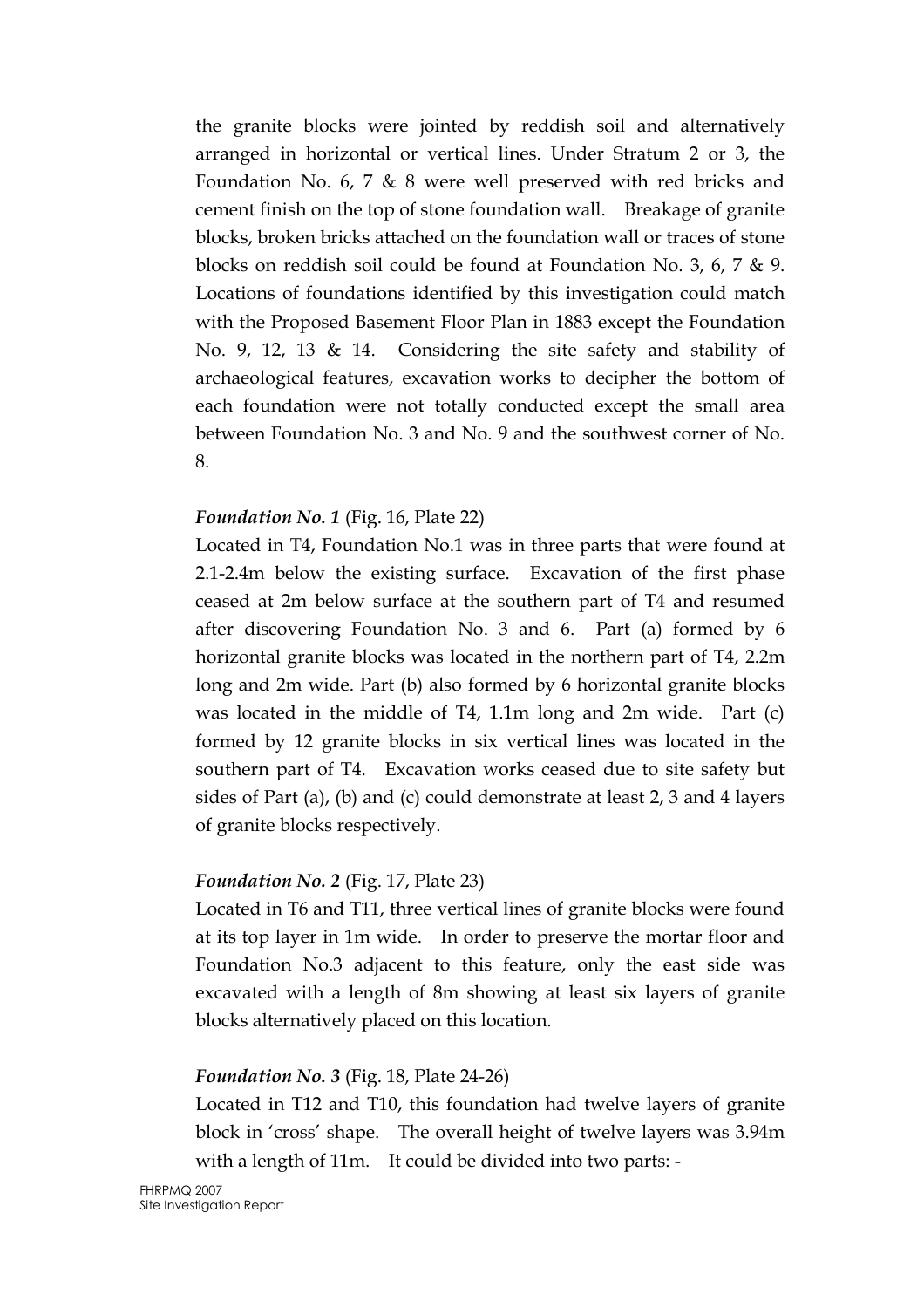the granite blocks were jointed by reddish soil and alternatively arranged in horizontal or vertical lines. Under Stratum 2 or 3, the Foundation No. 6, 7 & 8 were well preserved with red bricks and cement finish on the top of stone foundation wall. Breakage of granite blocks, broken bricks attached on the foundation wall or traces of stone blocks on reddish soil could be found at Foundation No. 3, 6, 7 & 9. Locations of foundations identified by this investigation could match with the Proposed Basement Floor Plan in 1883 except the Foundation No. 9, 12, 13 & 14. Considering the site safety and stability of archaeological features, excavation works to decipher the bottom of each foundation were not totally conducted except the small area between Foundation No. 3 and No. 9 and the southwest corner of No. 8.

***Foundation No. 1*** (Fig. 16, Plate 22)
Located in T4, Foundation No.1 was in three parts that were found at 2.1-2.4m below the existing surface. Excavation of the first phase ceased at 2m below surface at the southern part of T4 and resumed after discovering Foundation No. 3 and 6. Part (a) formed by 6 horizontal granite blocks was located in the northern part of T4, 2.2m long and 2m wide. Part (b) also formed by 6 horizontal granite blocks was located in the middle of T4, 1.1m long and 2m wide. Part (c) formed by 12 granite blocks in six vertical lines was located in the southern part of T4. Excavation works ceased due to site safety but sides of Part (a), (b) and (c) could demonstrate at least 2, 3 and 4 layers of granite blocks respectively.

***Foundation No. 2*** (Fig. 17, Plate 23)
Located in T6 and T11, three vertical lines of granite blocks were found at its top layer in 1m wide. In order to preserve the mortar floor and Foundation No.3 adjacent to this feature, only the east side was excavated with a length of 8m showing at least six layers of granite blocks alternatively placed on this location.

***Foundation No. 3*** (Fig. 18, Plate 24-26)
Located in T12 and T10, this foundation had twelve layers of granite block in 'cross' shape. The overall height of twelve layers was 3.94m with a length of 11m. It could be divided into two parts: -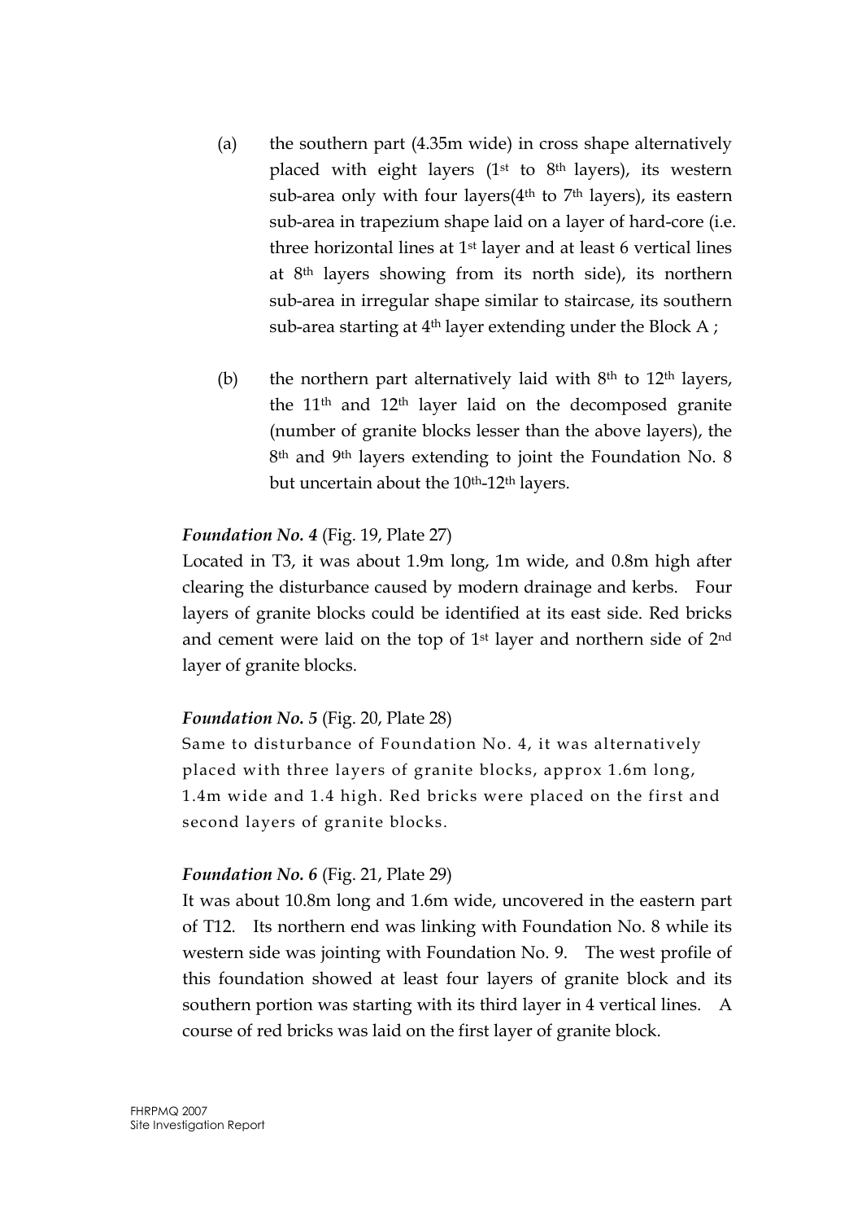(a) the southern part (4.35m wide) in cross shape alternatively placed with eight layers (1st to 8th layers), its western sub-area only with four layers(4th to 7th layers), its eastern sub-area in trapezium shape laid on a layer of hard-core (i.e. three horizontal lines at 1st layer and at least 6 vertical lines at 8th layers showing from its north side), its northern sub-area in irregular shape similar to staircase, its southern sub-area starting at 4th layer extending under the Block A ;

(b) the northern part alternatively laid with 8th to 12th layers, the 11th and 12th layer laid on the decomposed granite (number of granite blocks lesser than the above layers), the 8th and 9th layers extending to joint the Foundation No. 8 but uncertain about the 10th-12th layers.

***Foundation No. 4*** (Fig. 19, Plate 27)

Located in T3, it was about 1.9m long, 1m wide, and 0.8m high after clearing the disturbance caused by modern drainage and kerbs. Four layers of granite blocks could be identified at its east side. Red bricks and cement were laid on the top of 1st layer and northern side of 2nd layer of granite blocks.

***Foundation No. 5*** (Fig. 20, Plate 28)

Same to disturbance of Foundation No. 4, it was alternatively placed with three layers of granite blocks, approx 1.6m long, 1.4m wide and 1.4 high. Red bricks were placed on the first and second layers of granite blocks.

***Foundation No. 6*** (Fig. 21, Plate 29)

It was about 10.8m long and 1.6m wide, uncovered in the eastern part of T12. Its northern end was linking with Foundation No. 8 while its western side was jointing with Foundation No. 9. The west profile of this foundation showed at least four layers of granite block and its southern portion was starting with its third layer in 4 vertical lines. A course of red bricks was laid on the first layer of granite block.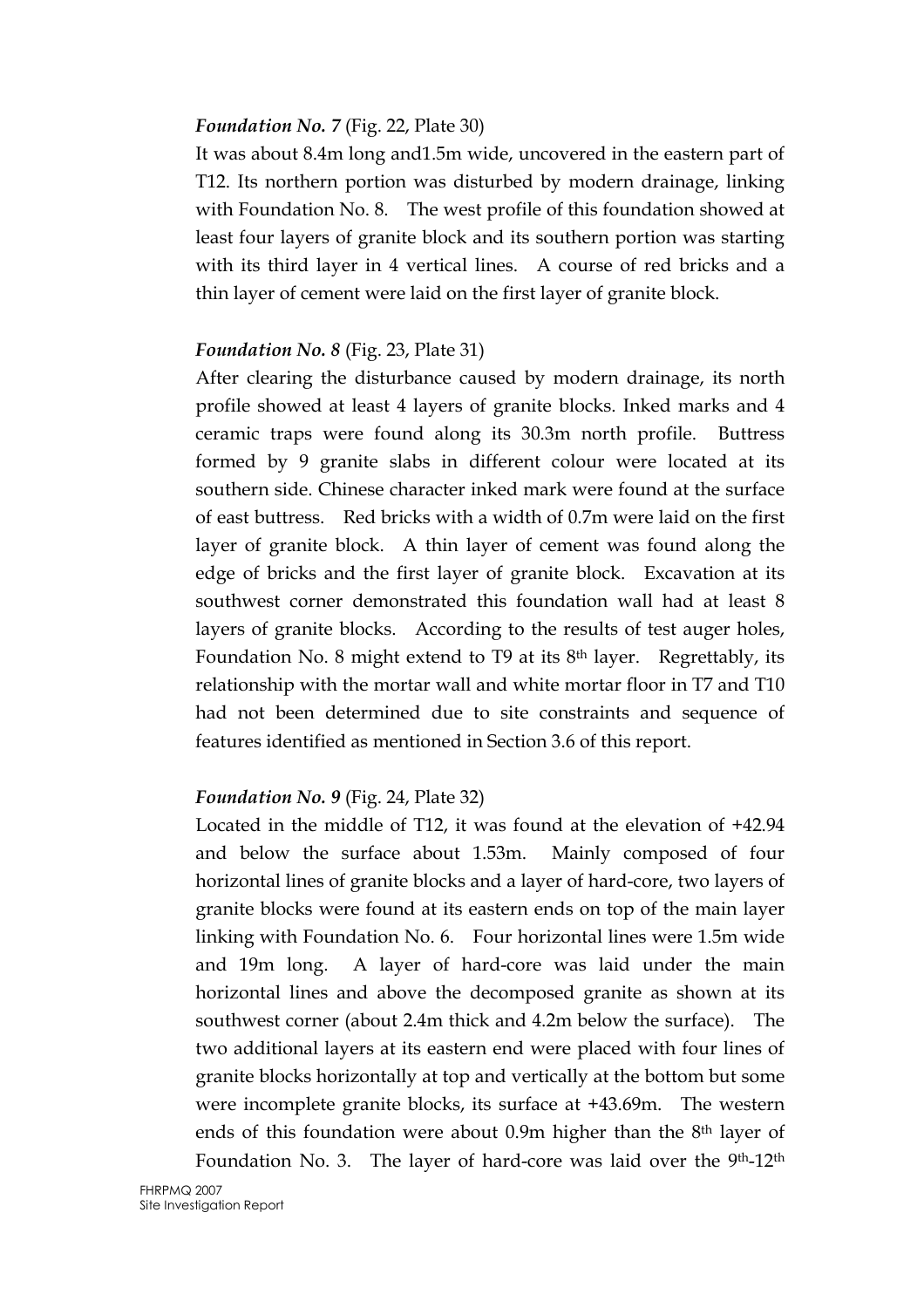***Foundation No. 7*** (Fig. 22, Plate 30)

It was about 8.4m long and1.5m wide, uncovered in the eastern part of T12. Its northern portion was disturbed by modern drainage, linking with Foundation No. 8. The west profile of this foundation showed at least four layers of granite block and its southern portion was starting with its third layer in 4 vertical lines. A course of red bricks and a thin layer of cement were laid on the first layer of granite block.

***Foundation No. 8*** (Fig. 23, Plate 31)

After clearing the disturbance caused by modern drainage, its north profile showed at least 4 layers of granite blocks. Inked marks and 4 ceramic traps were found along its 30.3m north profile. Buttress formed by 9 granite slabs in different colour were located at its southern side. Chinese character inked mark were found at the surface of east buttress. Red bricks with a width of 0.7m were laid on the first layer of granite block. A thin layer of cement was found along the edge of bricks and the first layer of granite block. Excavation at its southwest corner demonstrated this foundation wall had at least 8 layers of granite blocks. According to the results of test auger holes, Foundation No. 8 might extend to T9 at its 8th layer. Regrettably, its relationship with the mortar wall and white mortar floor in T7 and T10 had not been determined due to site constraints and sequence of features identified as mentioned in Section 3.6 of this report.

***Foundation No. 9*** (Fig. 24, Plate 32)

Located in the middle of T12, it was found at the elevation of +42.94 and below the surface about 1.53m. Mainly composed of four horizontal lines of granite blocks and a layer of hard-core, two layers of granite blocks were found at its eastern ends on top of the main layer linking with Foundation No. 6. Four horizontal lines were 1.5m wide and 19m long. A layer of hard-core was laid under the main horizontal lines and above the decomposed granite as shown at its southwest corner (about 2.4m thick and 4.2m below the surface). The two additional layers at its eastern end were placed with four lines of granite blocks horizontally at top and vertically at the bottom but some were incomplete granite blocks, its surface at +43.69m. The western ends of this foundation were about 0.9m higher than the 8th layer of Foundation No. 3. The layer of hard-core was laid over the 9th-12th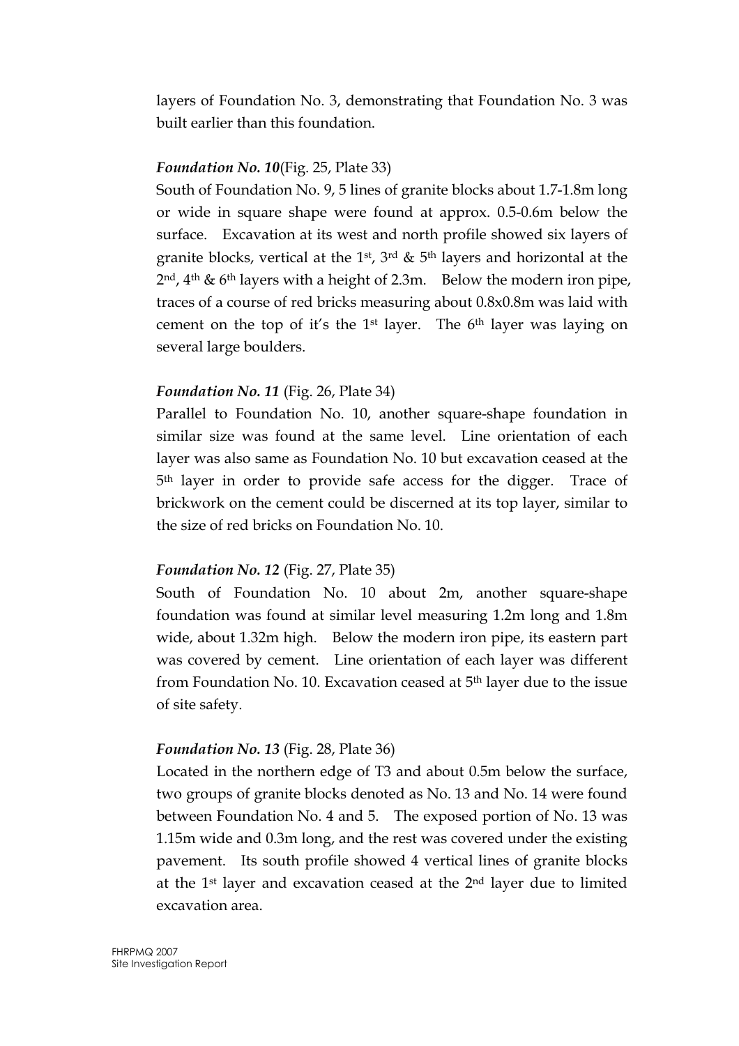layers of Foundation No. 3, demonstrating that Foundation No. 3 was built earlier than this foundation.

***Foundation No. 10***(Fig. 25, Plate 33)
South of Foundation No. 9, 5 lines of granite blocks about 1.7-1.8m long or wide in square shape were found at approx. 0.5-0.6m below the surface. Excavation at its west and north profile showed six layers of granite blocks, vertical at the 1st, 3rd & 5th layers and horizontal at the 2nd, 4th & 6th layers with a height of 2.3m. Below the modern iron pipe, traces of a course of red bricks measuring about 0.8x0.8m was laid with cement on the top of it's the 1st layer. The 6th layer was laying on several large boulders.

***Foundation No. 11*** (Fig. 26, Plate 34)
Parallel to Foundation No. 10, another square-shape foundation in similar size was found at the same level. Line orientation of each layer was also same as Foundation No. 10 but excavation ceased at the 5th layer in order to provide safe access for the digger. Trace of brickwork on the cement could be discerned at its top layer, similar to the size of red bricks on Foundation No. 10.

***Foundation No. 12*** (Fig. 27, Plate 35)
South of Foundation No. 10 about 2m, another square-shape foundation was found at similar level measuring 1.2m long and 1.8m wide, about 1.32m high. Below the modern iron pipe, its eastern part was covered by cement. Line orientation of each layer was different from Foundation No. 10. Excavation ceased at 5th layer due to the issue of site safety.

***Foundation No. 13*** (Fig. 28, Plate 36)
Located in the northern edge of T3 and about 0.5m below the surface, two groups of granite blocks denoted as No. 13 and No. 14 were found between Foundation No. 4 and 5. The exposed portion of No. 13 was 1.15m wide and 0.3m long, and the rest was covered under the existing pavement. Its south profile showed 4 vertical lines of granite blocks at the 1st layer and excavation ceased at the 2nd layer due to limited excavation area.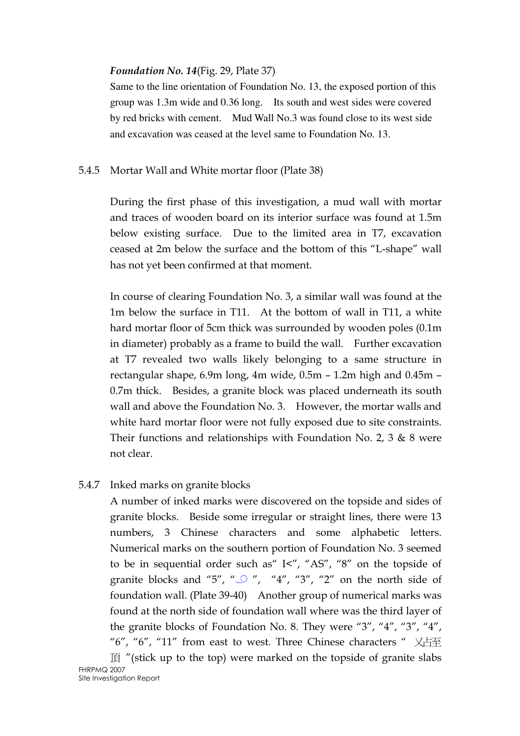*Foundation No. 14*(Fig. 29, Plate 37)

Same to the line orientation of Foundation No. 13, the exposed portion of this group was 1.3m wide and 0.36 long. Its south and west sides were covered by red bricks with cement. Mud Wall No.3 was found close to its west side and excavation was ceased at the level same to Foundation No. 13.

5.4.5 Mortar Wall and White mortar floor (Plate 38)

During the first phase of this investigation, a mud wall with mortar and traces of wooden board on its interior surface was found at 1.5m below existing surface. Due to the limited area in T7, excavation ceased at 2m below the surface and the bottom of this "L-shape" wall has not yet been confirmed at that moment.

In course of clearing Foundation No. 3, a similar wall was found at the 1m below the surface in T11. At the bottom of wall in T11, a white hard mortar floor of 5cm thick was surrounded by wooden poles (0.1m in diameter) probably as a frame to build the wall. Further excavation at T7 revealed two walls likely belonging to a same structure in rectangular shape, 6.9m long, 4m wide, 0.5m – 1.2m high and 0.45m – 0.7m thick. Besides, a granite block was placed underneath its south wall and above the Foundation No. 3. However, the mortar walls and white hard mortar floor were not fully exposed due to site constraints. Their functions and relationships with Foundation No. 2, 3 & 8 were not clear.

5.4.7 Inked marks on granite blocks

A number of inked marks were discovered on the topside and sides of granite blocks. Beside some irregular or straight lines, there were 13 numbers, 3 Chinese characters and some alphabetic letters. Numerical marks on the southern portion of Foundation No. 3 seemed to be in sequential order such as" I<", "AS", "8" on the topside of granite blocks and "5", "୨", "4", "3", "2" on the north side of foundation wall. (Plate 39-40) Another group of numerical marks was found at the north side of foundation wall where was the third layer of the granite blocks of Foundation No. 8. They were "3", "4", "3", "4", "6", "6", "11" from east to west. Three Chinese characters " 乂占至頂 "(stick up to the top) were marked on the topside of granite slabs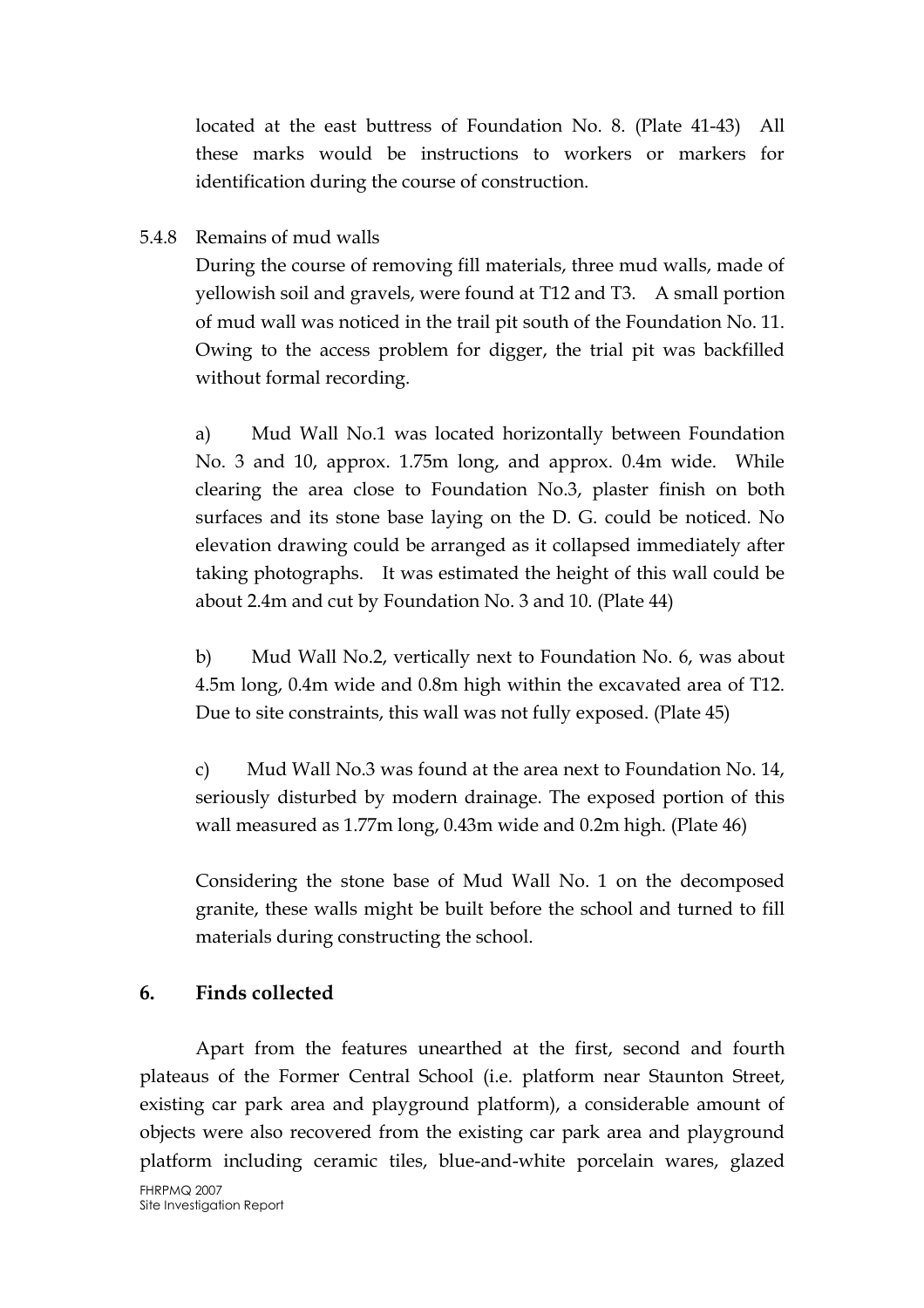located at the east buttress of Foundation No. 8. (Plate 41-43) All these marks would be instructions to workers or markers for identification during the course of construction.

5.4.8 Remains of mud walls

During the course of removing fill materials, three mud walls, made of yellowish soil and gravels, were found at T12 and T3. A small portion of mud wall was noticed in the trail pit south of the Foundation No. 11. Owing to the access problem for digger, the trial pit was backfilled without formal recording.

a) Mud Wall No.1 was located horizontally between Foundation No. 3 and 10, approx. 1.75m long, and approx. 0.4m wide. While clearing the area close to Foundation No.3, plaster finish on both surfaces and its stone base laying on the D. G. could be noticed. No elevation drawing could be arranged as it collapsed immediately after taking photographs. It was estimated the height of this wall could be about 2.4m and cut by Foundation No. 3 and 10. (Plate 44)

b) Mud Wall No.2, vertically next to Foundation No. 6, was about 4.5m long, 0.4m wide and 0.8m high within the excavated area of T12. Due to site constraints, this wall was not fully exposed. (Plate 45)

c) Mud Wall No.3 was found at the area next to Foundation No. 14, seriously disturbed by modern drainage. The exposed portion of this wall measured as 1.77m long, 0.43m wide and 0.2m high. (Plate 46)

Considering the stone base of Mud Wall No. 1 on the decomposed granite, these walls might be built before the school and turned to fill materials during constructing the school.

## 6. Finds collected

Apart from the features unearthed at the first, second and fourth plateaus of the Former Central School (i.e. platform near Staunton Street, existing car park area and playground platform), a considerable amount of objects were also recovered from the existing car park area and playground platform including ceramic tiles, blue-and-white porcelain wares, glazed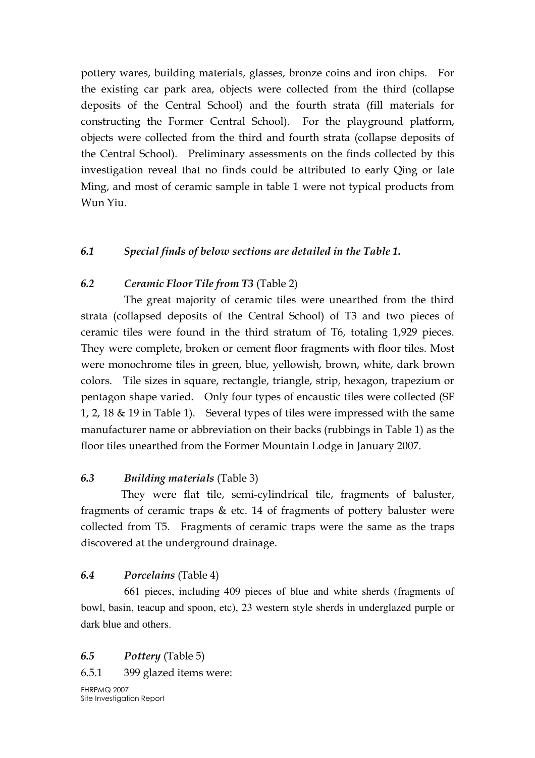pottery wares, building materials, glasses, bronze coins and iron chips. For the existing car park area, objects were collected from the third (collapse deposits of the Central School) and the fourth strata (fill materials for constructing the Former Central School). For the playground platform, objects were collected from the third and fourth strata (collapse deposits of the Central School). Preliminary assessments on the finds collected by this investigation reveal that no finds could be attributed to early Qing or late Ming, and most of ceramic sample in table 1 were not typical products from Wun Yiu.

### *6.1 Special finds of below sections are detailed in the Table 1.*

### *6.2 Ceramic Floor Tile from T3* (Table 2)

The great majority of ceramic tiles were unearthed from the third strata (collapsed deposits of the Central School) of T3 and two pieces of ceramic tiles were found in the third stratum of T6, totaling 1,929 pieces. They were complete, broken or cement floor fragments with floor tiles. Most were monochrome tiles in green, blue, yellowish, brown, white, dark brown colors. Tile sizes in square, rectangle, triangle, strip, hexagon, trapezium or pentagon shape varied. Only four types of encaustic tiles were collected (SF 1, 2, 18 & 19 in Table 1). Several types of tiles were impressed with the same manufacturer name or abbreviation on their backs (rubbings in Table 1) as the floor tiles unearthed from the Former Mountain Lodge in January 2007.

### *6.3 Building materials* (Table 3)

They were flat tile, semi-cylindrical tile, fragments of baluster, fragments of ceramic traps & etc. 14 of fragments of pottery baluster were collected from T5. Fragments of ceramic traps were the same as the traps discovered at the underground drainage.

### *6.4 Porcelains* (Table 4)

661 pieces, including 409 pieces of blue and white sherds (fragments of bowl, basin, teacup and spoon, etc), 23 western style sherds in underglazed purple or dark blue and others.

### *6.5 Pottery* (Table 5)

6.5.1 399 glazed items were: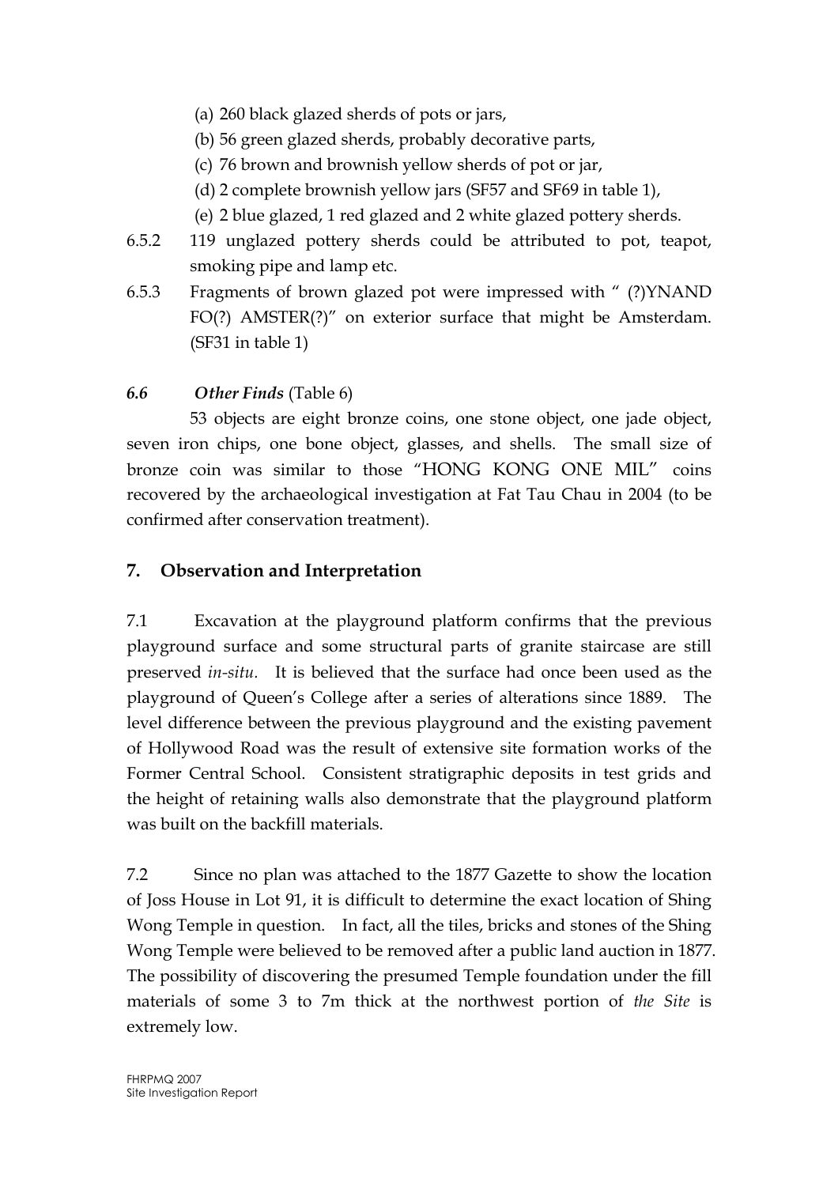(a) 260 black glazed sherds of pots or jars,

(b) 56 green glazed sherds, probably decorative parts,

(c) 76 brown and brownish yellow sherds of pot or jar,

(d) 2 complete brownish yellow jars (SF57 and SF69 in table 1),

(e) 2 blue glazed, 1 red glazed and 2 white glazed pottery sherds.

6.5.2 119 unglazed pottery sherds could be attributed to pot, teapot, smoking pipe and lamp etc.

6.5.3 Fragments of brown glazed pot were impressed with " (?)YNAND FO(?) AMSTER(?)" on exterior surface that might be Amsterdam. (SF31 in table 1)

### *6.6 Other Finds* (Table 6)

53 objects are eight bronze coins, one stone object, one jade object, seven iron chips, one bone object, glasses, and shells. The small size of bronze coin was similar to those "HONG KONG ONE MIL" coins recovered by the archaeological investigation at Fat Tau Chau in 2004 (to be confirmed after conservation treatment).

## 7. Observation and Interpretation

7.1 Excavation at the playground platform confirms that the previous playground surface and some structural parts of granite staircase are still preserved *in-situ*. It is believed that the surface had once been used as the playground of Queen's College after a series of alterations since 1889. The level difference between the previous playground and the existing pavement of Hollywood Road was the result of extensive site formation works of the Former Central School. Consistent stratigraphic deposits in test grids and the height of retaining walls also demonstrate that the playground platform was built on the backfill materials.

7.2 Since no plan was attached to the 1877 Gazette to show the location of Joss House in Lot 91, it is difficult to determine the exact location of Shing Wong Temple in question. In fact, all the tiles, bricks and stones of the Shing Wong Temple were believed to be removed after a public land auction in 1877. The possibility of discovering the presumed Temple foundation under the fill materials of some 3 to 7m thick at the northwest portion of *the Site* is extremely low.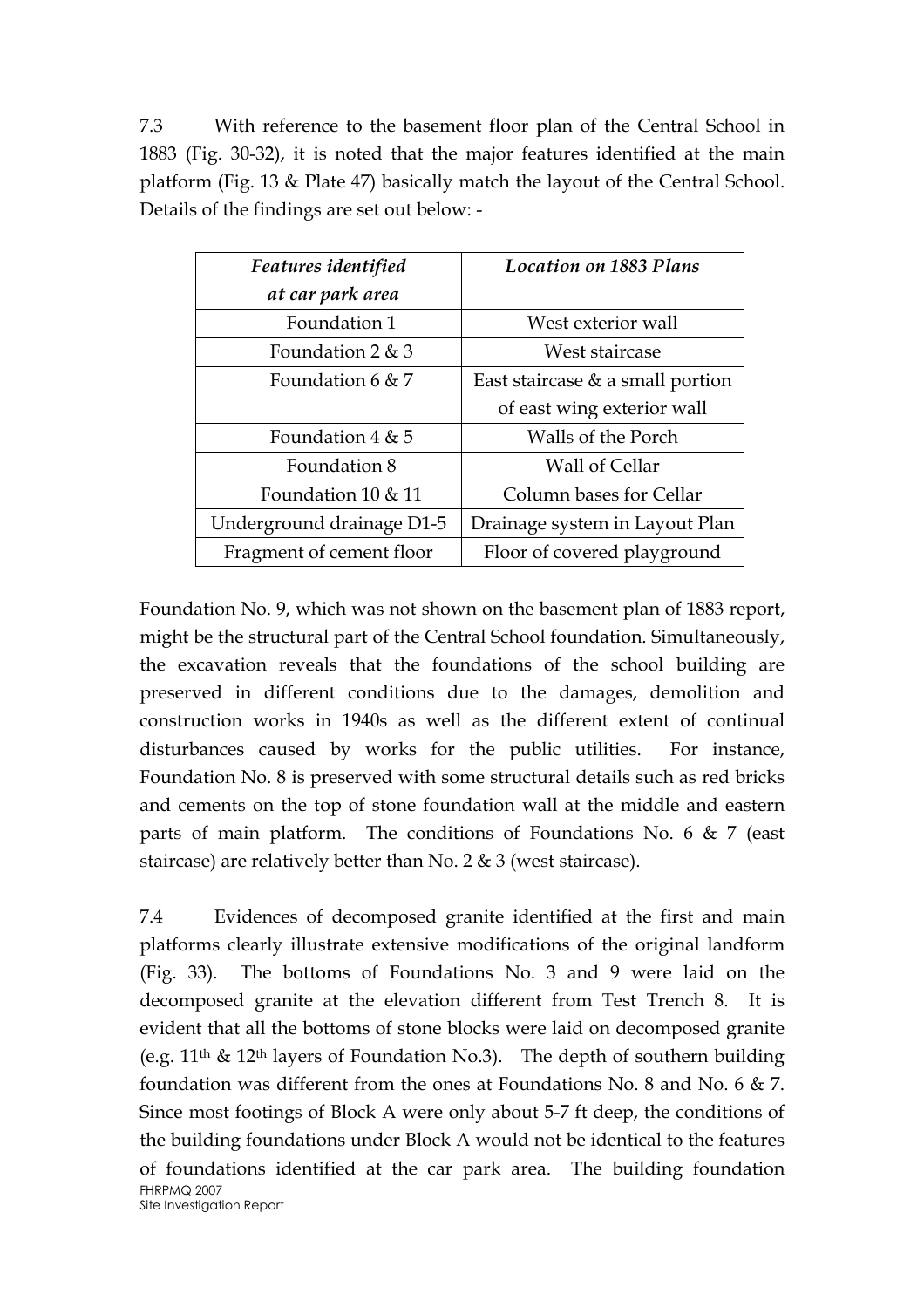7.3 With reference to the basement floor plan of the Central School in 1883 (Fig. 30-32), it is noted that the major features identified at the main platform (Fig. 13 & Plate 47) basically match the layout of the Central School. Details of the findings are set out below: -

| *Features identified at car park area* | *Location on 1883 Plans* |
|---|---|
| Foundation 1 | West exterior wall |
| Foundation 2 & 3 | West staircase |
| Foundation 6 & 7 | East staircase & a small portion of east wing exterior wall |
| Foundation 4 & 5 | Walls of the Porch |
| Foundation 8 | Wall of Cellar |
| Foundation 10 & 11 | Column bases for Cellar |
| Underground drainage D1-5 | Drainage system in Layout Plan |
| Fragment of cement floor | Floor of covered playground |

Foundation No. 9, which was not shown on the basement plan of 1883 report, might be the structural part of the Central School foundation. Simultaneously, the excavation reveals that the foundations of the school building are preserved in different conditions due to the damages, demolition and construction works in 1940s as well as the different extent of continual disturbances caused by works for the public utilities. For instance, Foundation No. 8 is preserved with some structural details such as red bricks and cements on the top of stone foundation wall at the middle and eastern parts of main platform. The conditions of Foundations No. 6 & 7 (east staircase) are relatively better than No. 2 & 3 (west staircase).

7.4 Evidences of decomposed granite identified at the first and main platforms clearly illustrate extensive modifications of the original landform (Fig. 33). The bottoms of Foundations No. 3 and 9 were laid on the decomposed granite at the elevation different from Test Trench 8. It is evident that all the bottoms of stone blocks were laid on decomposed granite (e.g. 11th & 12th layers of Foundation No.3). The depth of southern building foundation was different from the ones at Foundations No. 8 and No. 6 & 7. Since most footings of Block A were only about 5-7 ft deep, the conditions of the building foundations under Block A would not be identical to the features of foundations identified at the car park area. The building foundation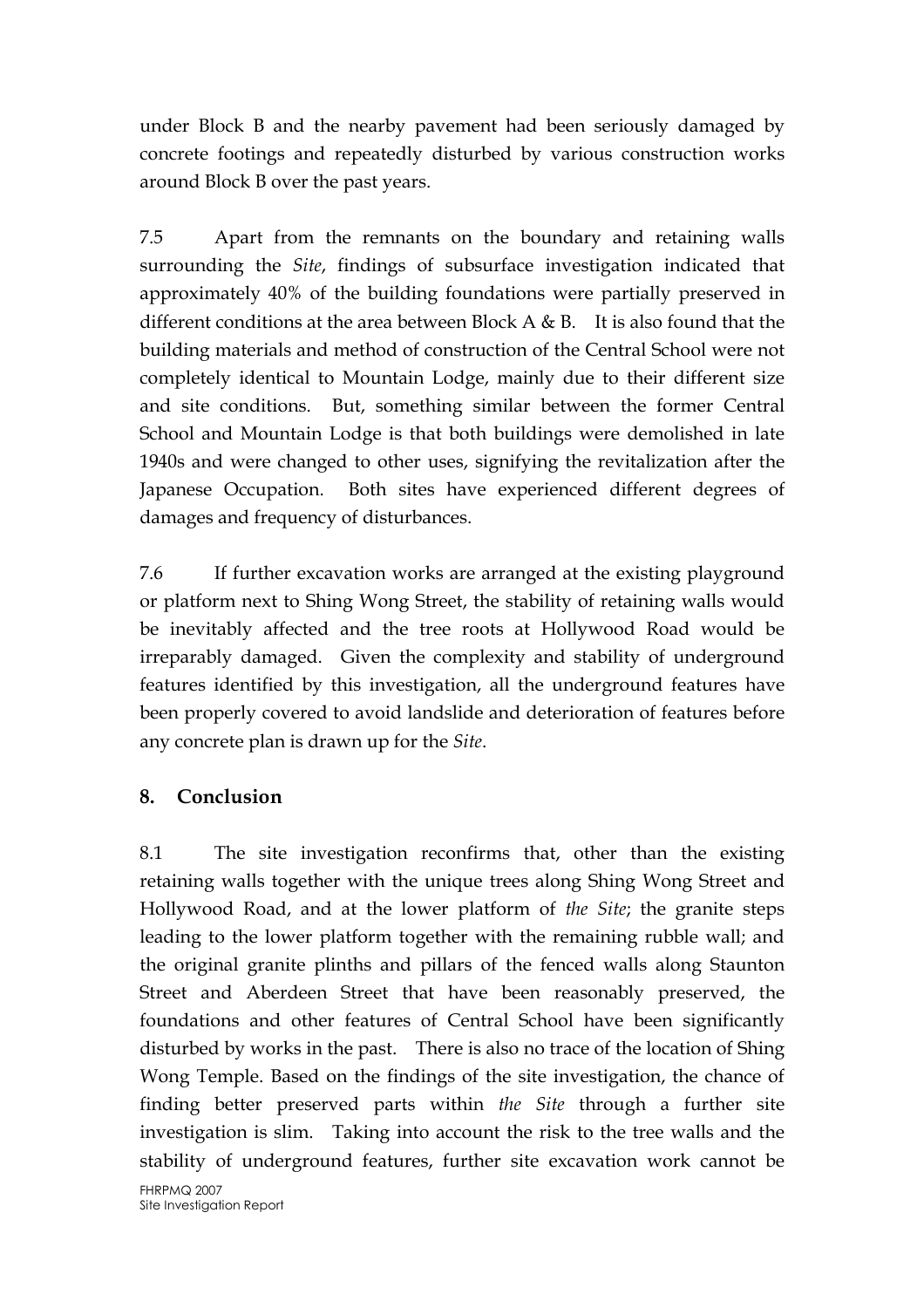under Block B and the nearby pavement had been seriously damaged by concrete footings and repeatedly disturbed by various construction works around Block B over the past years.

7.5 Apart from the remnants on the boundary and retaining walls surrounding the *Site*, findings of subsurface investigation indicated that approximately 40% of the building foundations were partially preserved in different conditions at the area between Block A & B. It is also found that the building materials and method of construction of the Central School were not completely identical to Mountain Lodge, mainly due to their different size and site conditions. But, something similar between the former Central School and Mountain Lodge is that both buildings were demolished in late 1940s and were changed to other uses, signifying the revitalization after the Japanese Occupation. Both sites have experienced different degrees of damages and frequency of disturbances.

7.6 If further excavation works are arranged at the existing playground or platform next to Shing Wong Street, the stability of retaining walls would be inevitably affected and the tree roots at Hollywood Road would be irreparably damaged. Given the complexity and stability of underground features identified by this investigation, all the underground features have been properly covered to avoid landslide and deterioration of features before any concrete plan is drawn up for the *Site*.

## 8. Conclusion

8.1 The site investigation reconfirms that, other than the existing retaining walls together with the unique trees along Shing Wong Street and Hollywood Road, and at the lower platform of *the Site*; the granite steps leading to the lower platform together with the remaining rubble wall; and the original granite plinths and pillars of the fenced walls along Staunton Street and Aberdeen Street that have been reasonably preserved, the foundations and other features of Central School have been significantly disturbed by works in the past. There is also no trace of the location of Shing Wong Temple. Based on the findings of the site investigation, the chance of finding better preserved parts within *the Site* through a further site investigation is slim. Taking into account the risk to the tree walls and the stability of underground features, further site excavation work cannot be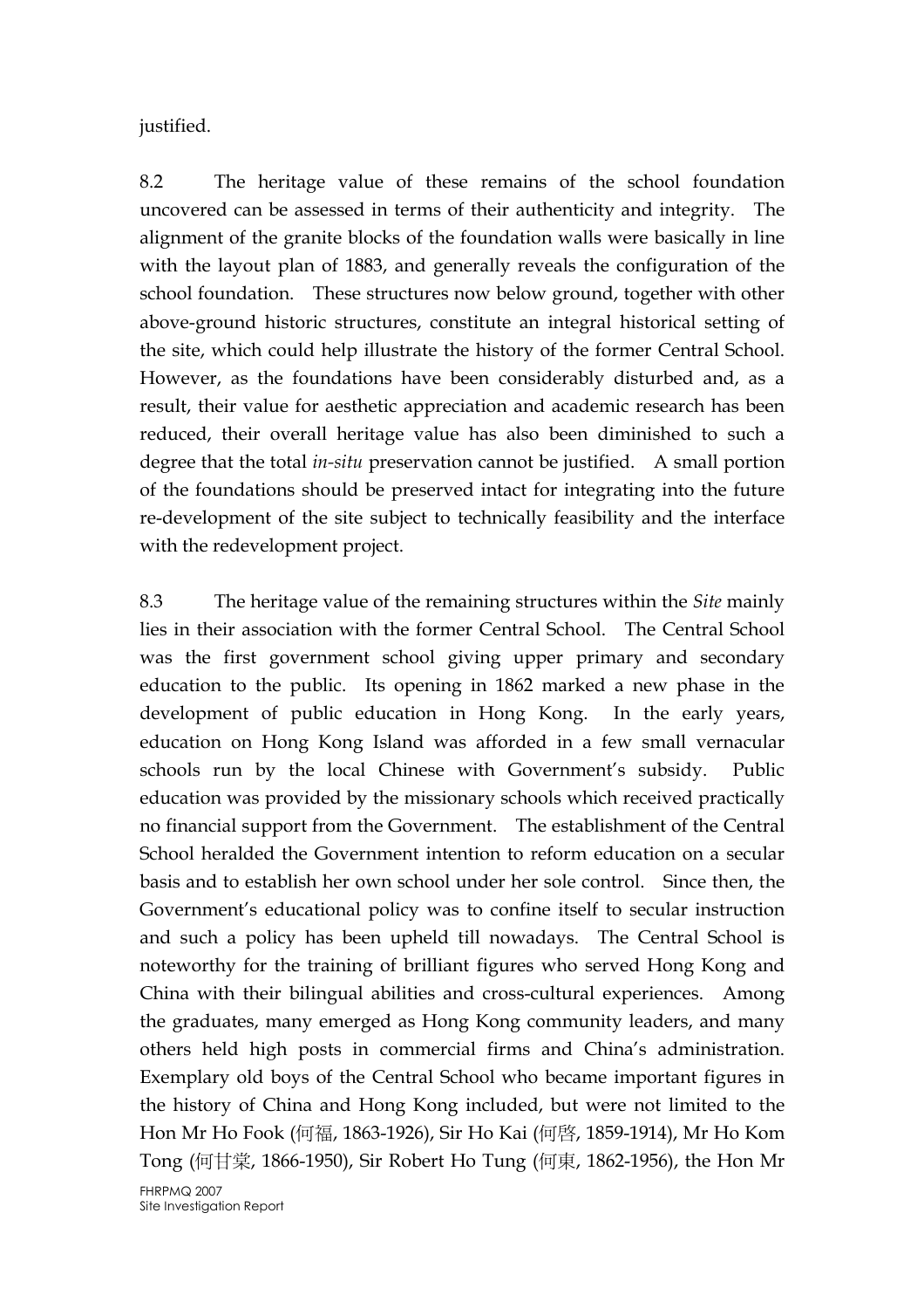justified.

8.2 The heritage value of these remains of the school foundation uncovered can be assessed in terms of their authenticity and integrity. The alignment of the granite blocks of the foundation walls were basically in line with the layout plan of 1883, and generally reveals the configuration of the school foundation. These structures now below ground, together with other above-ground historic structures, constitute an integral historical setting of the site, which could help illustrate the history of the former Central School. However, as the foundations have been considerably disturbed and, as a result, their value for aesthetic appreciation and academic research has been reduced, their overall heritage value has also been diminished to such a degree that the total *in-situ* preservation cannot be justified. A small portion of the foundations should be preserved intact for integrating into the future re-development of the site subject to technically feasibility and the interface with the redevelopment project.

8.3 The heritage value of the remaining structures within the *Site* mainly lies in their association with the former Central School. The Central School was the first government school giving upper primary and secondary education to the public. Its opening in 1862 marked a new phase in the development of public education in Hong Kong. In the early years, education on Hong Kong Island was afforded in a few small vernacular schools run by the local Chinese with Government's subsidy. Public education was provided by the missionary schools which received practically no financial support from the Government. The establishment of the Central School heralded the Government intention to reform education on a secular basis and to establish her own school under her sole control. Since then, the Government's educational policy was to confine itself to secular instruction and such a policy has been upheld till nowadays. The Central School is noteworthy for the training of brilliant figures who served Hong Kong and China with their bilingual abilities and cross-cultural experiences. Among the graduates, many emerged as Hong Kong community leaders, and many others held high posts in commercial firms and China's administration. Exemplary old boys of the Central School who became important figures in the history of China and Hong Kong included, but were not limited to the Hon Mr Ho Fook (何福, 1863-1926), Sir Ho Kai (何啓, 1859-1914), Mr Ho Kom Tong (何甘棠, 1866-1950), Sir Robert Ho Tung (何東, 1862-1956), the Hon Mr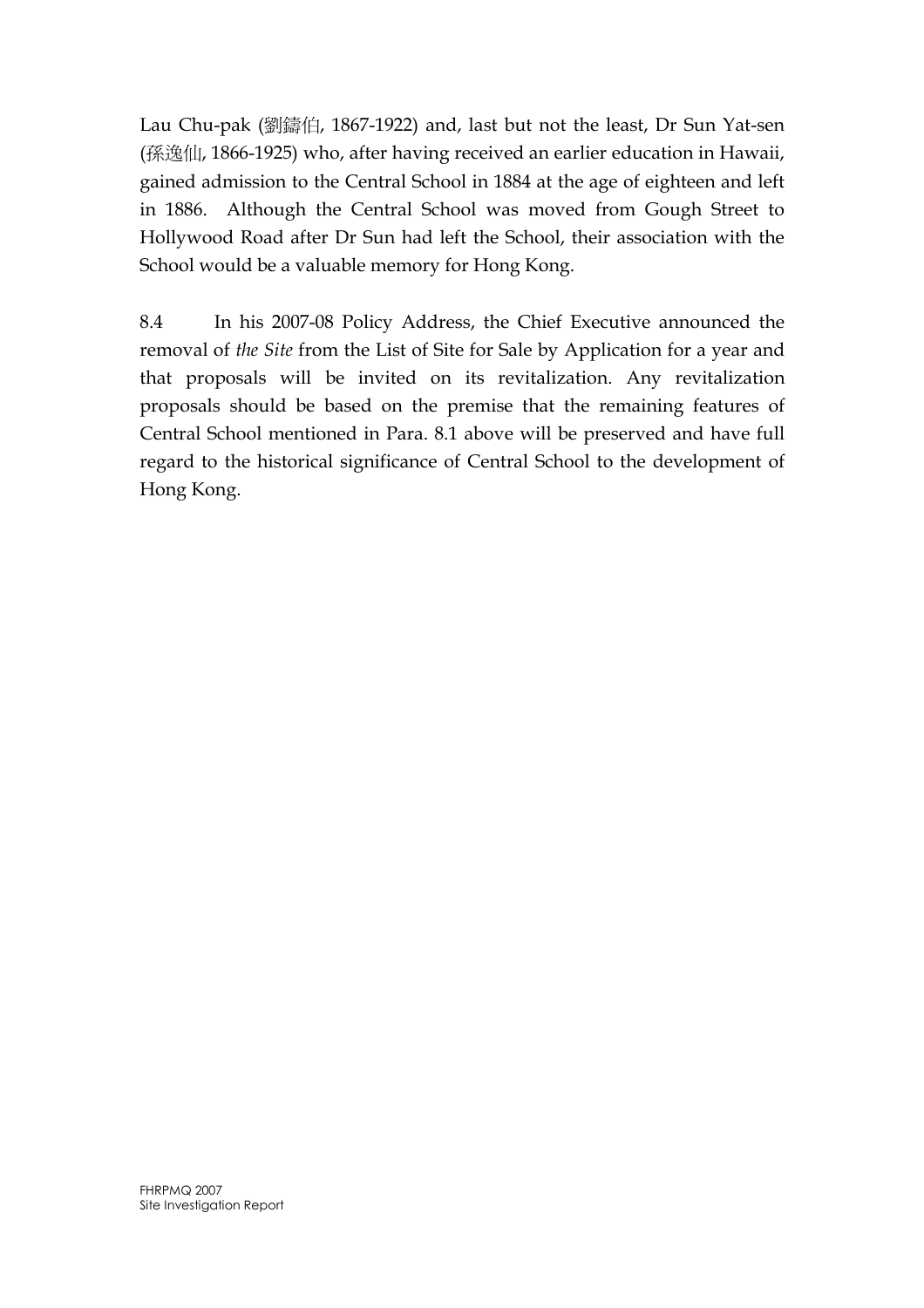Lau Chu-pak (劉鑄伯, 1867-1922) and, last but not the least, Dr Sun Yat-sen (孫逸仙, 1866-1925) who, after having received an earlier education in Hawaii, gained admission to the Central School in 1884 at the age of eighteen and left in 1886. Although the Central School was moved from Gough Street to Hollywood Road after Dr Sun had left the School, their association with the School would be a valuable memory for Hong Kong.

8.4 In his 2007-08 Policy Address, the Chief Executive announced the removal of *the Site* from the List of Site for Sale by Application for a year and that proposals will be invited on its revitalization. Any revitalization proposals should be based on the premise that the remaining features of Central School mentioned in Para. 8.1 above will be preserved and have full regard to the historical significance of Central School to the development of Hong Kong.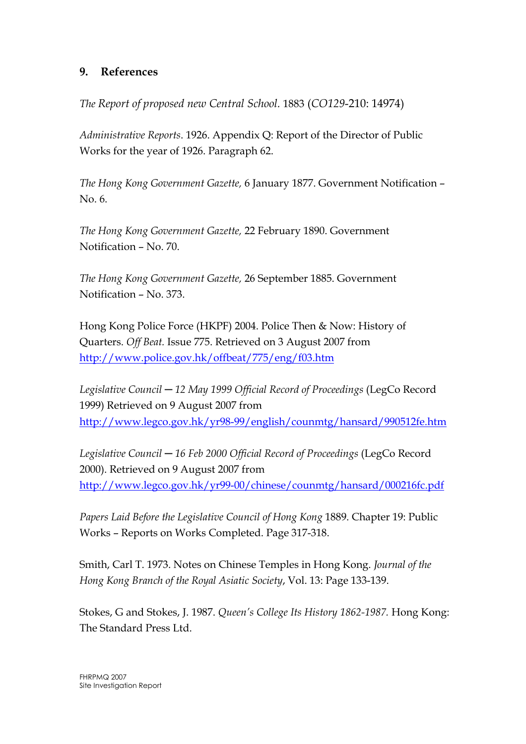## 9. References

*The Report of proposed new Central School*. 1883 (*CO129*-210: 14974)

*Administrative Reports*. 1926. Appendix Q: Report of the Director of Public Works for the year of 1926. Paragraph 62.

*The Hong Kong Government Gazette,* 6 January 1877. Government Notification – No. 6.

*The Hong Kong Government Gazette,* 22 February 1890. Government Notification – No. 70.

*The Hong Kong Government Gazette,* 26 September 1885. Government Notification – No. 373.

Hong Kong Police Force (HKPF) 2004. Police Then & Now: History of Quarters. *Off Beat.* Issue 775. Retrieved on 3 August 2007 from http://www.police.gov.hk/offbeat/775/eng/f03.htm

*Legislative Council — 12 May 1999 Official Record of Proceedings* (LegCo Record 1999) Retrieved on 9 August 2007 from http://www.legco.gov.hk/yr98-99/english/counmtg/hansard/990512fe.htm

*Legislative Council — 16 Feb 2000 Official Record of Proceedings* (LegCo Record 2000). Retrieved on 9 August 2007 from http://www.legco.gov.hk/yr99-00/chinese/counmtg/hansard/000216fc.pdf

*Papers Laid Before the Legislative Council of Hong Kong* 1889. Chapter 19: Public Works – Reports on Works Completed. Page 317-318.

Smith, Carl T. 1973. Notes on Chinese Temples in Hong Kong. *Journal of the Hong Kong Branch of the Royal Asiatic Society*, Vol. 13: Page 133-139.

Stokes, G and Stokes, J. 1987. *Queen's College Its History 1862-1987.* Hong Kong: The Standard Press Ltd.